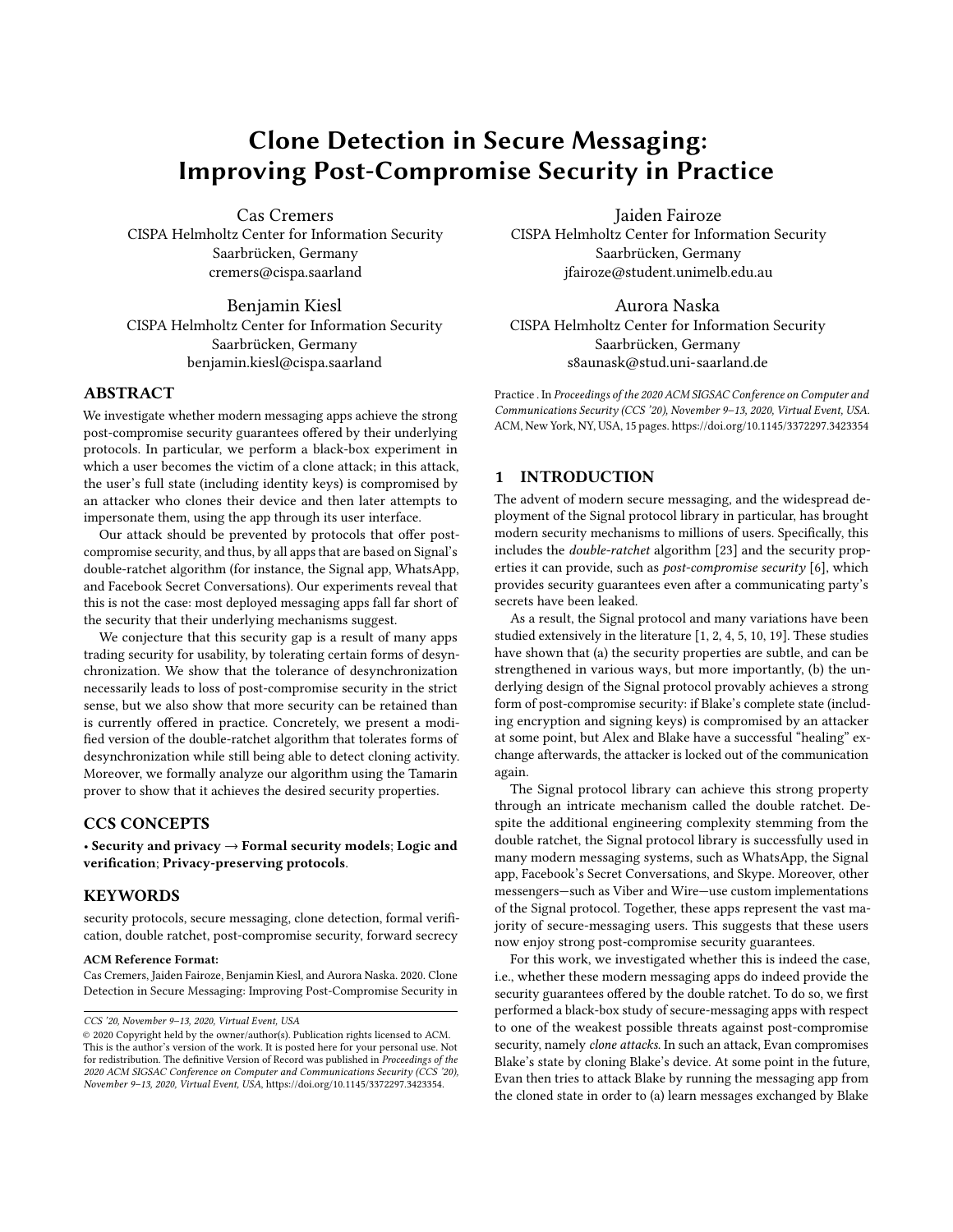# Clone Detection in Secure Messaging: Improving Post-Compromise Security in Practice

Cas Cremers
CISPA Helmholtz Center for Information Security
Saarbrücken, Germany
cremers@cispa.saarland

Jaiden Fairoze
CISPA Helmholtz Center for Information Security
Saarbrücken, Germany
jfairoze@student.unimelb.edu.au

Benjamin Kiesl
CISPA Helmholtz Center for Information Security
Saarbrücken, Germany
benjamin.kiesl@cispa.saarland

Aurora Naska
CISPA Helmholtz Center for Information Security
Saarbrücken, Germany
s8aunask@stud.uni-saarland.de

## ABSTRACT

We investigate whether modern messaging apps achieve the strong post-compromise security guarantees offered by their underlying protocols. In particular, we perform a black-box experiment in which a user becomes the victim of a clone attack; in this attack, the user's full state (including identity keys) is compromised by an attacker who clones their device and then later attempts to impersonate them, using the app through its user interface.

Our attack should be prevented by protocols that offer post-compromise security, and thus, by all apps that are based on Signal's double-ratchet algorithm (for instance, the Signal app, WhatsApp, and Facebook Secret Conversations). Our experiments reveal that this is not the case: most deployed messaging apps fall far short of the security that their underlying mechanisms suggest.

We conjecture that this security gap is a result of many apps trading security for usability, by tolerating certain forms of desynchronization. We show that the tolerance of desynchronization necessarily leads to loss of post-compromise security in the strict sense, but we also show that more security can be retained than is currently offered in practice. Concretely, we present a modified version of the double-ratchet algorithm that tolerates forms of desynchronization while still being able to detect cloning activity. Moreover, we formally analyze our algorithm using the Tamarin prover to show that it achieves the desired security properties.

## CCS CONCEPTS

• **Security and privacy** → **Formal security models**; **Logic and verification**; **Privacy-preserving protocols**.

## KEYWORDS

security protocols, secure messaging, clone detection, formal verification, double ratchet, post-compromise security, forward secrecy

**ACM Reference Format:**
Cas Cremers, Jaiden Fairoze, Benjamin Kiesl, and Aurora Naska. 2020. Clone Detection in Secure Messaging: Improving Post-Compromise Security in Practice . In *Proceedings of the 2020 ACM SIGSAC Conference on Computer and Communications Security (CCS '20), November 9–13, 2020, Virtual Event, USA.* ACM, New York, NY, USA, 15 pages. https://doi.org/10.1145/3372297.3423354

*CCS '20, November 9–13, 2020, Virtual Event, USA*
© 2020 Copyright held by the owner/author(s). Publication rights licensed to ACM. This is the author's version of the work. It is posted here for your personal use. Not for redistribution. The definitive Version of Record was published in *Proceedings of the 2020 ACM SIGSAC Conference on Computer and Communications Security (CCS '20), November 9–13, 2020, Virtual Event, USA*, https://doi.org/10.1145/3372297.3423354.

## 1 INTRODUCTION

The advent of modern secure messaging, and the widespread deployment of the Signal protocol library in particular, has brought modern security mechanisms to millions of users. Specifically, this includes the *double-ratchet* algorithm [23] and the security properties it can provide, such as *post-compromise security* [6], which provides security guarantees even after a communicating party's secrets have been leaked.

As a result, the Signal protocol and many variations have been studied extensively in the literature [1, 2, 4, 5, 10, 19]. These studies have shown that (a) the security properties are subtle, and can be strengthened in various ways, but more importantly, (b) the underlying design of the Signal protocol provably achieves a strong form of post-compromise security: if Blake's complete state (including encryption and signing keys) is compromised by an attacker at some point, but Alex and Blake have a successful "healing" exchange afterwards, the attacker is locked out of the communication again.

The Signal protocol library can achieve this strong property through an intricate mechanism called the double ratchet. Despite the additional engineering complexity stemming from the double ratchet, the Signal protocol library is successfully used in many modern messaging systems, such as WhatsApp, the Signal app, Facebook's Secret Conversations, and Skype. Moreover, other messengers—such as Viber and Wire—use custom implementations of the Signal protocol. Together, these apps represent the vast majority of secure-messaging users. This suggests that these users now enjoy strong post-compromise security guarantees.

For this work, we investigated whether this is indeed the case, i.e., whether these modern messaging apps do indeed provide the security guarantees offered by the double ratchet. To do so, we first performed a black-box study of secure-messaging apps with respect to one of the weakest possible threats against post-compromise security, namely *clone attacks*. In such an attack, Evan compromises Blake's state by cloning Blake's device. At some point in the future, Evan then tries to attack Blake by running the messaging app from the cloned state in order to (a) learn messages exchanged by Blake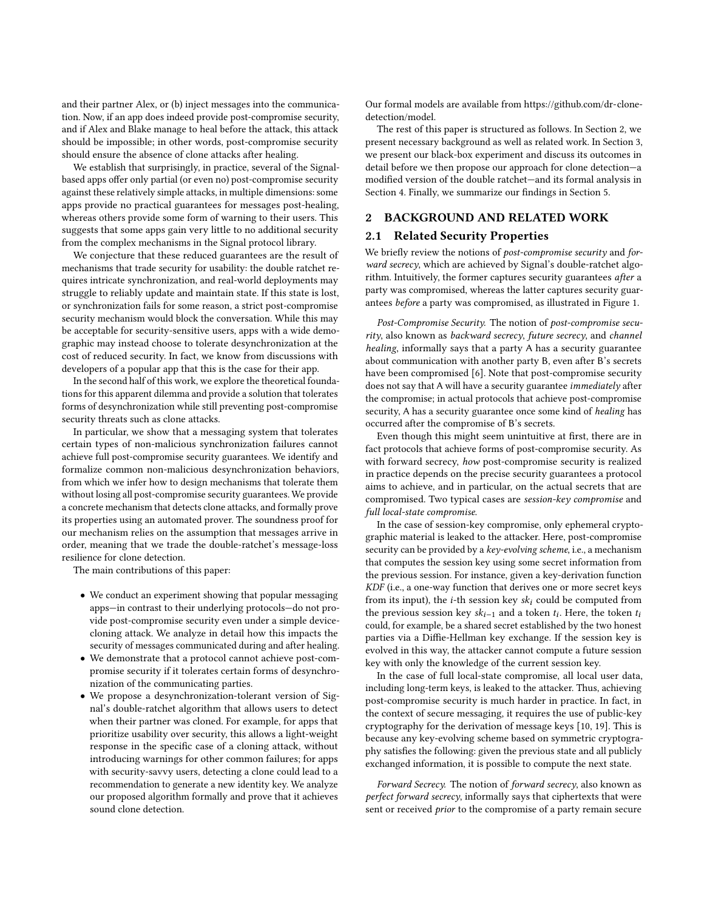and their partner Alex, or (b) inject messages into the communication. Now, if an app does indeed provide post-compromise security, and if Alex and Blake manage to heal before the attack, this attack should be impossible; in other words, post-compromise security should ensure the absence of clone attacks after healing.

We establish that surprisingly, in practice, several of the Signal-based apps offer only partial (or even no) post-compromise security against these relatively simple attacks, in multiple dimensions: some apps provide no practical guarantees for messages post-healing, whereas others provide some form of warning to their users. This suggests that some apps gain very little to no additional security from the complex mechanisms in the Signal protocol library.

We conjecture that these reduced guarantees are the result of mechanisms that trade security for usability: the double ratchet requires intricate synchronization, and real-world deployments may struggle to reliably update and maintain state. If this state is lost, or synchronization fails for some reason, a strict post-compromise security mechanism would block the conversation. While this may be acceptable for security-sensitive users, apps with a wide demographic may instead choose to tolerate desynchronization at the cost of reduced security. In fact, we know from discussions with developers of a popular app that this is the case for their app.

In the second half of this work, we explore the theoretical foundations for this apparent dilemma and provide a solution that tolerates forms of desynchronization while still preventing post-compromise security threats such as clone attacks.

In particular, we show that a messaging system that tolerates certain types of non-malicious synchronization failures cannot achieve full post-compromise security guarantees. We identify and formalize common non-malicious desynchronization behaviors, from which we infer how to design mechanisms that tolerate them without losing all post-compromise security guarantees. We provide a concrete mechanism that detects clone attacks, and formally prove its properties using an automated prover. The soundness proof for our mechanism relies on the assumption that messages arrive in order, meaning that we trade the double-ratchet's message-loss resilience for clone detection.

The main contributions of this paper:

- We conduct an experiment showing that popular messaging apps—in contrast to their underlying protocols—do not provide post-compromise security even under a simple device-cloning attack. We analyze in detail how this impacts the security of messages communicated during and after healing.
- We demonstrate that a protocol cannot achieve post-compromise security if it tolerates certain forms of desynchronization of the communicating parties.
- We propose a desynchronization-tolerant version of Signal's double-ratchet algorithm that allows users to detect when their partner was cloned. For example, for apps that prioritize usability over security, this allows a light-weight response in the specific case of a cloning attack, without introducing warnings for other common failures; for apps with security-savvy users, detecting a clone could lead to a recommendation to generate a new identity key. We analyze our proposed algorithm formally and prove that it achieves sound clone detection.

Our formal models are available from https://github.com/dr-clone-detection/model.

The rest of this paper is structured as follows. In Section 2, we present necessary background as well as related work. In Section 3, we present our black-box experiment and discuss its outcomes in detail before we then propose our approach for clone detection—a modified version of the double ratchet—and its formal analysis in Section 4. Finally, we summarize our findings in Section 5.

## 2 BACKGROUND AND RELATED WORK

### 2.1 Related Security Properties

We briefly review the notions of *post-compromise security* and *forward secrecy*, which are achieved by Signal's double-ratchet algorithm. Intuitively, the former captures security guarantees *after* a party was compromised, whereas the latter captures security guarantees *before* a party was compromised, as illustrated in Figure 1.

*Post-Compromise Security.* The notion of *post-compromise security*, also known as *backward secrecy*, *future secrecy*, and *channel healing*, informally says that a party A has a security guarantee about communication with another party B, even after B's secrets have been compromised [6]. Note that post-compromise security does not say that A will have a security guarantee *immediately* after the compromise; in actual protocols that achieve post-compromise security, A has a security guarantee once some kind of *healing* has occurred after the compromise of B's secrets.

Even though this might seem unintuitive at first, there are in fact protocols that achieve forms of post-compromise security. As with forward secrecy, *how* post-compromise security is realized in practice depends on the precise security guarantees a protocol aims to achieve, and in particular, on the actual secrets that are compromised. Two typical cases are *session-key compromise* and *full local-state compromise*.

In the case of session-key compromise, only ephemeral cryptographic material is leaked to the attacker. Here, post-compromise security can be provided by a *key-evolving scheme*, i.e., a mechanism that computes the session key using some secret information from the previous session. For instance, given a key-derivation function *KDF* (i.e., a one-way function that derives one or more secret keys from its input), the $i$-th session key $sk_i$ could be computed from the previous session key $sk_{i-1}$ and a token $t_i$. Here, the token $t_i$ could, for example, be a shared secret established by the two honest parties via a Diffie-Hellman key exchange. If the session key is evolved in this way, the attacker cannot compute a future session key with only the knowledge of the current session key.

In the case of full local-state compromise, all local user data, including long-term keys, is leaked to the attacker. Thus, achieving post-compromise security is much harder in practice. In fact, in the context of secure messaging, it requires the use of public-key cryptography for the derivation of message keys [10, 19]. This is because any key-evolving scheme based on symmetric cryptography satisfies the following: given the previous state and all publicly exchanged information, it is possible to compute the next state.

*Forward Secrecy.* The notion of *forward secrecy*, also known as *perfect forward secrecy*, informally says that ciphertexts that were sent or received *prior* to the compromise of a party remain secure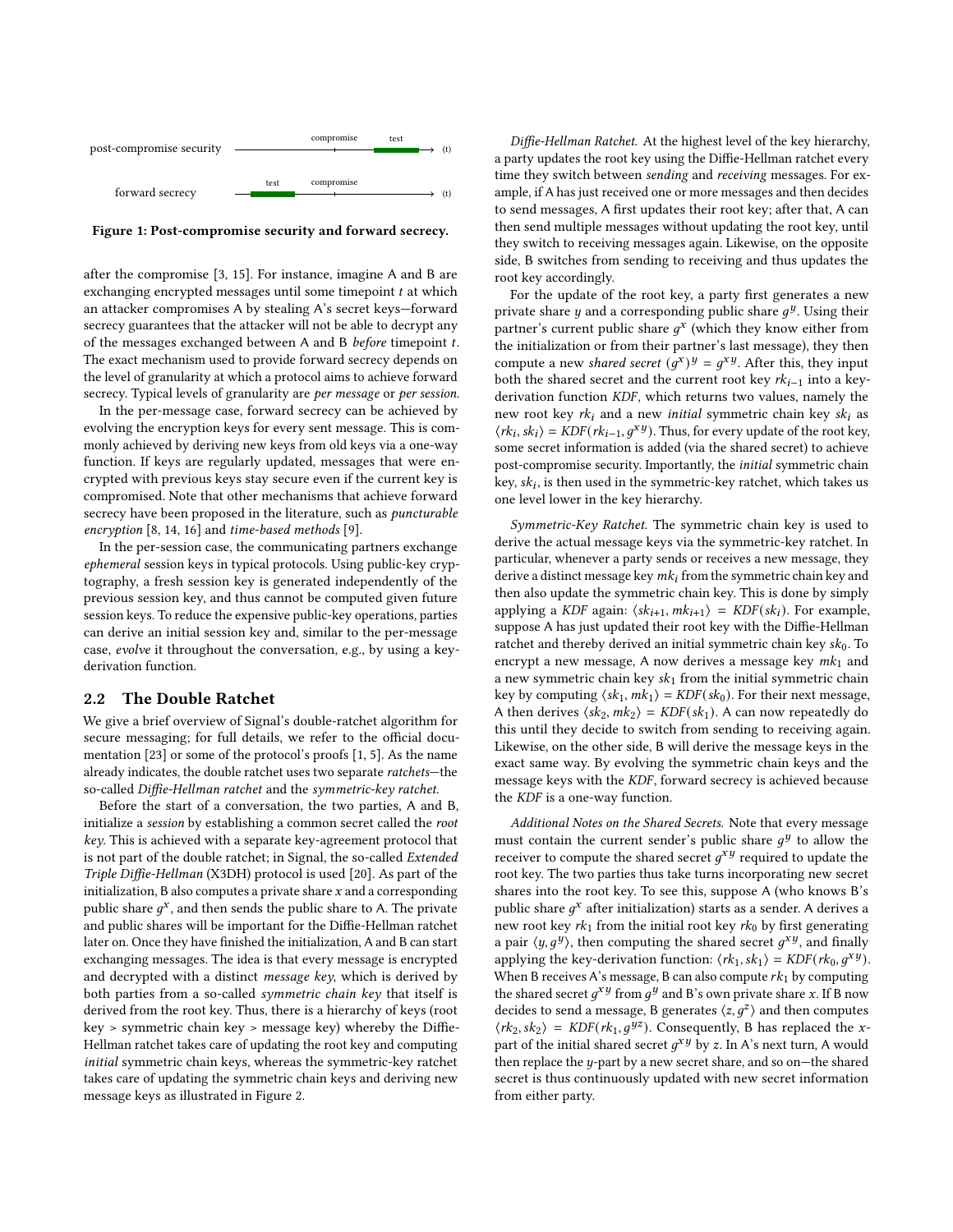post-compromise security — compromise — test — (t)

forward secrecy — test — compromise — (t)

**Figure 1: Post-compromise security and forward secrecy.**

after the compromise [3, 15]. For instance, imagine A and B are exchanging encrypted messages until some timepoint $t$ at which an attacker compromises A by stealing A's secret keys—forward secrecy guarantees that the attacker will not be able to decrypt any of the messages exchanged between A and B *before* timepoint $t$. The exact mechanism used to provide forward secrecy depends on the level of granularity at which a protocol aims to achieve forward secrecy. Typical levels of granularity are *per message* or *per session*.

In the per-message case, forward secrecy can be achieved by evolving the encryption keys for every sent message. This is commonly achieved by deriving new keys from old keys via a one-way function. If keys are regularly updated, messages that were encrypted with previous keys stay secure even if the current key is compromised. Note that other mechanisms that achieve forward secrecy have been proposed in the literature, such as *puncturable encryption* [8, 14, 16] and *time-based methods* [9].

In the per-session case, the communicating partners exchange *ephemeral* session keys in typical protocols. Using public-key cryptography, a fresh session key is generated independently of the previous session key, and thus cannot be computed given future session keys. To reduce the expensive public-key operations, parties can derive an initial session key and, similar to the per-message case, *evolve* it throughout the conversation, e.g., by using a key-derivation function.

## 2.2 The Double Ratchet

We give a brief overview of Signal's double-ratchet algorithm for secure messaging; for full details, we refer to the official documentation [23] or some of the protocol's proofs [1, 5]. As the name already indicates, the double ratchet uses two separate *ratchets*—the so-called *Diffie-Hellman ratchet* and the *symmetric-key ratchet*.

Before the start of a conversation, the two parties, A and B, initialize a *session* by establishing a common secret called the *root key*. This is achieved with a separate key-agreement protocol that is not part of the double ratchet; in Signal, the so-called *Extended Triple Diffie-Hellman* (X3DH) protocol is used [20]. As part of the initialization, B also computes a private share $x$ and a corresponding public share $g^x$, and then sends the public share to A. The private and public shares will be important for the Diffie-Hellman ratchet later on. Once they have finished the initialization, A and B can start exchanging messages. The idea is that every message is encrypted and decrypted with a distinct *message key*, which is derived by both parties from a so-called *symmetric chain key* that itself is derived from the root key. Thus, there is a hierarchy of keys (root key > symmetric chain key > message key) whereby the Diffie-Hellman ratchet takes care of updating the root key and computing *initial* symmetric chain keys, whereas the symmetric-key ratchet takes care of updating the symmetric chain keys and deriving new message keys as illustrated in Figure 2.

*Diffie-Hellman Ratchet.* At the highest level of the key hierarchy, a party updates the root key using the Diffie-Hellman ratchet every time they switch between *sending* and *receiving* messages. For example, if A has just received one or more messages and then decides to send messages, A first updates their root key; after that, A can then send multiple messages without updating the root key, until they switch to receiving messages again. Likewise, on the opposite side, B switches from sending to receiving and thus updates the root key accordingly.

For the update of the root key, a party first generates a new private share $y$ and a corresponding public share $g^y$. Using their partner's current public share $g^x$ (which they know either from the initialization or from their partner's last message), they then compute a new *shared secret* $(g^x)^y = g^{xy}$. After this, they input both the shared secret and the current root key $rk_{i-1}$ into a key-derivation function *KDF*, which returns two values, namely the new root key $rk_i$ and a new *initial* symmetric chain key $sk_i$ as $\langle rk_i, sk_i \rangle = KDF(rk_{i-1}, g^{xy})$. Thus, for every update of the root key, some secret information is added (via the shared secret) to achieve post-compromise security. Importantly, the *initial* symmetric chain key, $sk_i$, is then used in the symmetric-key ratchet, which takes us one level lower in the key hierarchy.

*Symmetric-Key Ratchet.* The symmetric chain key is used to derive the actual message keys via the symmetric-key ratchet. In particular, whenever a party sends or receives a new message, they derive a distinct message key $mk_i$ from the symmetric chain key and then also update the symmetric chain key. This is done by simply applying a *KDF* again: $\langle sk_{i+1}, mk_{i+1} \rangle = KDF(sk_i)$. For example, suppose A has just updated their root key with the Diffie-Hellman ratchet and thereby derived an initial symmetric chain key $sk_0$. To encrypt a new message, A now derives a message key $mk_1$ and a new symmetric chain key $sk_1$ from the initial symmetric chain key by computing $\langle sk_1, mk_1 \rangle = KDF(sk_0)$. For their next message, A then derives $\langle sk_2, mk_2 \rangle = KDF(sk_1)$. A can now repeatedly do this until they decide to switch from sending to receiving again. Likewise, on the other side, B will derive the message keys in the exact same way. By evolving the symmetric chain keys and the message keys with the *KDF*, forward secrecy is achieved because the *KDF* is a one-way function.

*Additional Notes on the Shared Secrets.* Note that every message must contain the current sender's public share $g^y$ to allow the receiver to compute the shared secret $g^{xy}$ required to update the root key. The two parties thus take turns incorporating new secret shares into the root key. To see this, suppose A (who knows B's public share $g^x$ after initialization) starts as a sender. A derives a new root key $rk_1$ from the initial root key $rk_0$ by first generating a pair $\langle y, g^y \rangle$, then computing the shared secret $g^{xy}$, and finally applying the key-derivation function: $\langle rk_1, sk_1 \rangle = KDF(rk_0, g^{xy})$. When B receives A's message, B can also compute $rk_1$ by computing the shared secret $g^{xy}$ from $g^y$ and B's own private share $x$. If B now decides to send a message, B generates $\langle z, g^z \rangle$ and then computes $\langle rk_2, sk_2 \rangle = KDF(rk_1, g^{yz})$. Consequently, B has replaced the $x$-part of the initial shared secret $g^{xy}$ by $z$. In A's next turn, A would then replace the $y$-part by a new secret share, and so on—the shared secret is thus continuously updated with new secret information from either party.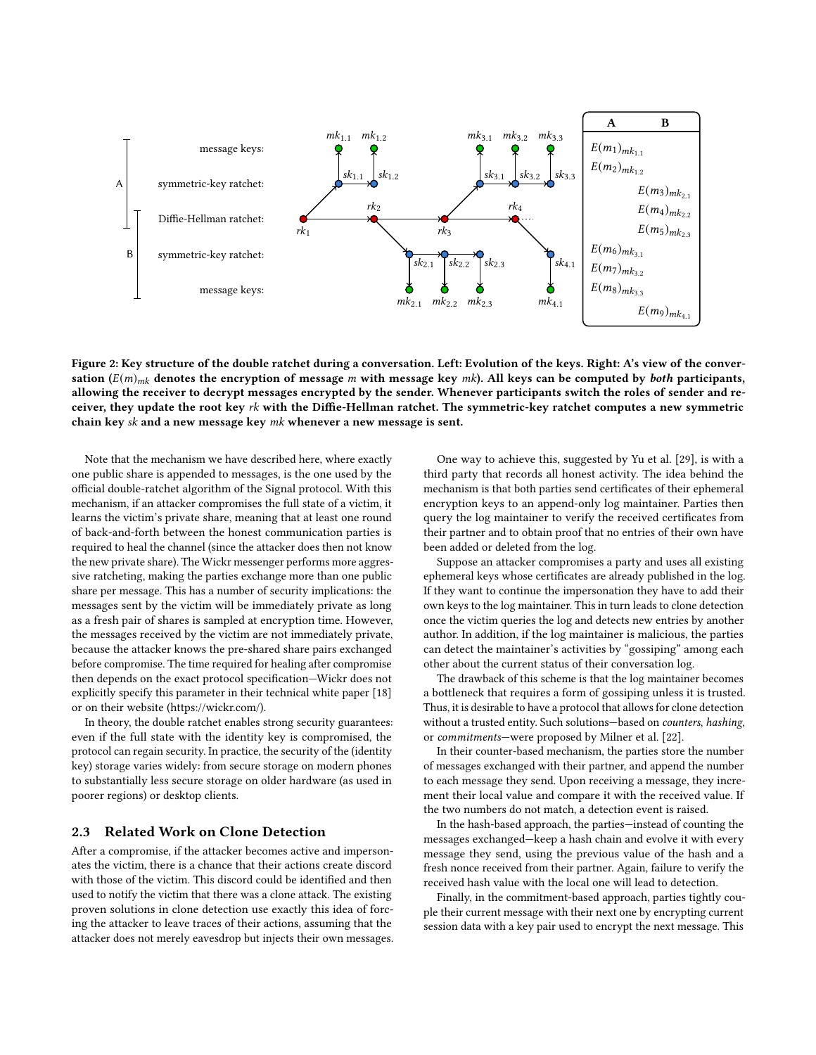**Figure 2: Key structure of the double ratchet during a conversation. Left: Evolution of the keys. Right: A's view of the conversation ($E(m)_{mk}$ denotes the encryption of message $m$ with message key $mk$). All keys can be computed by *both* participants, allowing the receiver to decrypt messages encrypted by the sender. Whenever participants switch the roles of sender and receiver, they update the root key $rk$ with the Diffie-Hellman ratchet. The symmetric-key ratchet computes a new symmetric chain key $sk$ and a new message key $mk$ whenever a new message is sent.**

Note that the mechanism we have described here, where exactly one public share is appended to messages, is the one used by the official double-ratchet algorithm of the Signal protocol. With this mechanism, if an attacker compromises the full state of a victim, it learns the victim's private share, meaning that at least one round of back-and-forth between the honest communication parties is required to heal the channel (since the attacker does then not know the new private share). The Wickr messenger performs more aggressive ratcheting, making the parties exchange more than one public share per message. This has a number of security implications: the messages sent by the victim will be immediately private as long as a fresh pair of shares is sampled at encryption time. However, the messages received by the victim are not immediately private, because the attacker knows the pre-shared share pairs exchanged before compromise. The time required for healing after compromise then depends on the exact protocol specification—Wickr does not explicitly specify this parameter in their technical white paper [18] or on their website (https://wickr.com/).

In theory, the double ratchet enables strong security guarantees: even if the full state with the identity key is compromised, the protocol can regain security. In practice, the security of the (identity key) storage varies widely: from secure storage on modern phones to substantially less secure storage on older hardware (as used in poorer regions) or desktop clients.

### 2.3 Related Work on Clone Detection

After a compromise, if the attacker becomes active and impersonates the victim, there is a chance that their actions create discord with those of the victim. This discord could be identified and then used to notify the victim that there was a clone attack. The existing proven solutions in clone detection use exactly this idea of forcing the attacker to leave traces of their actions, assuming that the attacker does not merely eavesdrop but injects their own messages.

One way to achieve this, suggested by Yu et al. [29], is with a third party that records all honest activity. The idea behind the mechanism is that both parties send certificates of their ephemeral encryption keys to an append-only log maintainer. Parties then query the log maintainer to verify the received certificates from their partner and to obtain proof that no entries of their own have been added or deleted from the log.

Suppose an attacker compromises a party and uses all existing ephemeral keys whose certificates are already published in the log. If they want to continue the impersonation they have to add their own keys to the log maintainer. This in turn leads to clone detection once the victim queries the log and detects new entries by another author. In addition, if the log maintainer is malicious, the parties can detect the maintainer's activities by "gossiping" among each other about the current status of their conversation log.

The drawback of this scheme is that the log maintainer becomes a bottleneck that requires a form of gossiping unless it is trusted. Thus, it is desirable to have a protocol that allows for clone detection without a trusted entity. Such solutions—based on *counters, hashing*, or *commitments*—were proposed by Milner et al. [22].

In their counter-based mechanism, the parties store the number of messages exchanged with their partner, and append the number to each message they send. Upon receiving a message, they increment their local value and compare it with the received value. If the two numbers do not match, a detection event is raised.

In the hash-based approach, the parties—instead of counting the messages exchanged—keep a hash chain and evolve it with every message they send, using the previous value of the hash and a fresh nonce received from their partner. Again, failure to verify the received hash value with the local one will lead to detection.

Finally, in the commitment-based approach, parties tightly couple their current message with their next one by encrypting current session data with a key pair used to encrypt the next message. This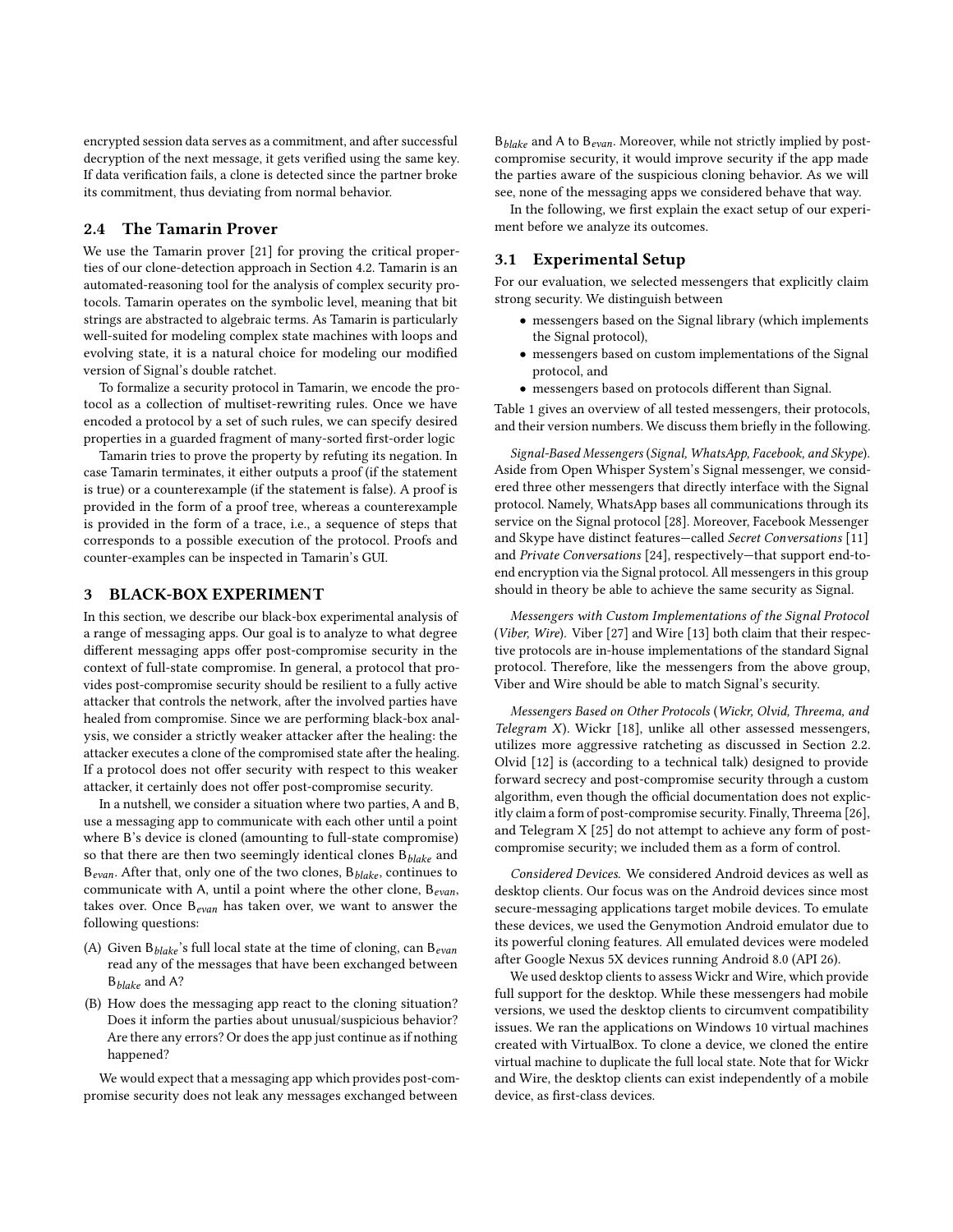encrypted session data serves as a commitment, and after successful decryption of the next message, it gets verified using the same key. If data verification fails, a clone is detected since the partner broke its commitment, thus deviating from normal behavior.

### 2.4 The Tamarin Prover

We use the Tamarin prover [21] for proving the critical properties of our clone-detection approach in Section 4.2. Tamarin is an automated-reasoning tool for the analysis of complex security protocols. Tamarin operates on the symbolic level, meaning that bit strings are abstracted to algebraic terms. As Tamarin is particularly well-suited for modeling complex state machines with loops and evolving state, it is a natural choice for modeling our modified version of Signal's double ratchet.

To formalize a security protocol in Tamarin, we encode the protocol as a collection of multiset-rewriting rules. Once we have encoded a protocol by a set of such rules, we can specify desired properties in a guarded fragment of many-sorted first-order logic

Tamarin tries to prove the property by refuting its negation. In case Tamarin terminates, it either outputs a proof (if the statement is true) or a counterexample (if the statement is false). A proof is provided in the form of a proof tree, whereas a counterexample is provided in the form of a trace, i.e., a sequence of steps that corresponds to a possible execution of the protocol. Proofs and counter-examples can be inspected in Tamarin's GUI.

## 3 BLACK-BOX EXPERIMENT

In this section, we describe our black-box experimental analysis of a range of messaging apps. Our goal is to analyze to what degree different messaging apps offer post-compromise security in the context of full-state compromise. In general, a protocol that provides post-compromise security should be resilient to a fully active attacker that controls the network, after the involved parties have healed from compromise. Since we are performing black-box analysis, we consider a strictly weaker attacker after the healing: the attacker executes a clone of the compromised state after the healing. If a protocol does not offer security with respect to this weaker attacker, it certainly does not offer post-compromise security.

In a nutshell, we consider a situation where two parties, A and B, use a messaging app to communicate with each other until a point where B's device is cloned (amounting to full-state compromise) so that there are then two seemingly identical clones $B_{blake}$ and $B_{evan}$. After that, only one of the two clones, $B_{blake}$, continues to communicate with A, until a point where the other clone, $B_{evan}$, takes over. Once $B_{evan}$ has taken over, we want to answer the following questions:

(A) Given $B_{blake}$'s full local state at the time of cloning, can $B_{evan}$ read any of the messages that have been exchanged between $B_{blake}$ and A?

(B) How does the messaging app react to the cloning situation? Does it inform the parties about unusual/suspicious behavior? Are there any errors? Or does the app just continue as if nothing happened?

We would expect that a messaging app which provides post-compromise security does not leak any messages exchanged between $B_{blake}$ and A to $B_{evan}$. Moreover, while not strictly implied by post-compromise security, it would improve security if the app made the parties aware of the suspicious cloning behavior. As we will see, none of the messaging apps we considered behave that way.

In the following, we first explain the exact setup of our experiment before we analyze its outcomes.

### 3.1 Experimental Setup

For our evaluation, we selected messengers that explicitly claim strong security. We distinguish between

- messengers based on the Signal library (which implements the Signal protocol),
- messengers based on custom implementations of the Signal protocol, and
- messengers based on protocols different than Signal.

Table 1 gives an overview of all tested messengers, their protocols, and their version numbers. We discuss them briefly in the following.

*Signal-Based Messengers* (*Signal, WhatsApp, Facebook, and Skype*). Aside from Open Whisper System's Signal messenger, we considered three other messengers that directly interface with the Signal protocol. Namely, WhatsApp bases all communications through its service on the Signal protocol [28]. Moreover, Facebook Messenger and Skype have distinct features—called *Secret Conversations* [11] and *Private Conversations* [24], respectively—that support end-to-end encryption via the Signal protocol. All messengers in this group should in theory be able to achieve the same security as Signal.

*Messengers with Custom Implementations of the Signal Protocol* (*Viber, Wire*). Viber [27] and Wire [13] both claim that their respective protocols are in-house implementations of the standard Signal protocol. Therefore, like the messengers from the above group, Viber and Wire should be able to match Signal's security.

*Messengers Based on Other Protocols* (*Wickr, Olvid, Threema, and Telegram X*). Wickr [18], unlike all other assessed messengers, utilizes more aggressive ratcheting as discussed in Section 2.2. Olvid [12] is (according to a technical talk) designed to provide forward secrecy and post-compromise security through a custom algorithm, even though the official documentation does not explicitly claim a form of post-compromise security. Finally, Threema [26], and Telegram X [25] do not attempt to achieve any form of post-compromise security; we included them as a form of control.

*Considered Devices.* We considered Android devices as well as desktop clients. Our focus was on the Android devices since most secure-messaging applications target mobile devices. To emulate these devices, we used the Genymotion Android emulator due to its powerful cloning features. All emulated devices were modeled after Google Nexus 5X devices running Android 8.0 (API 26).

We used desktop clients to assess Wickr and Wire, which provide full support for the desktop. While these messengers had mobile versions, we used the desktop clients to circumvent compatibility issues. We ran the applications on Windows 10 virtual machines created with VirtualBox. To clone a device, we cloned the entire virtual machine to duplicate the full local state. Note that for Wickr and Wire, the desktop clients can exist independently of a mobile device, as first-class devices.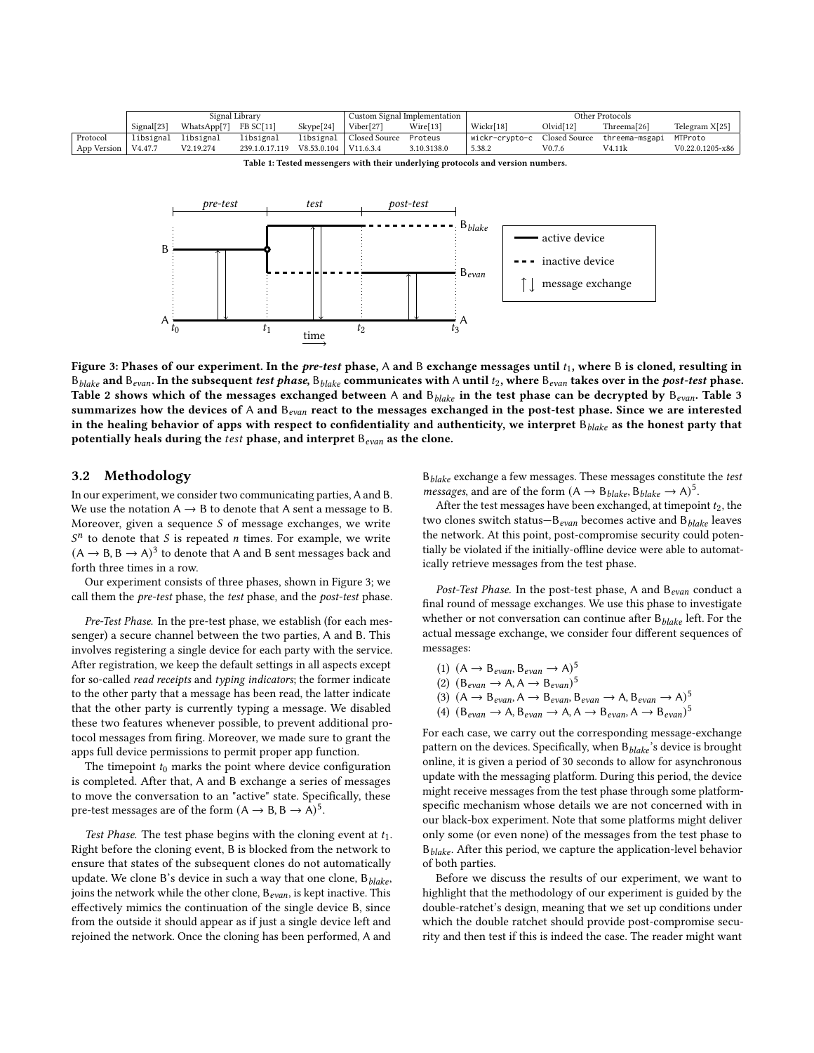| | Signal Library | | | | Custom Signal Implementation | | Other Protocols | | | |
|---|---|---|---|---|---|---|---|---|---|---|
| | Signal[23] | WhatsApp[7] | FB SC[11] | Skype[24] | Viber[27] | Wire[13] | Wickr[18] | Olvid[12] | Threema[26] | Telegram X[25] |
| Protocol | libsignal | libsignal | libsignal | libsignal | Closed Source | Proteus | wickr-crypto-c | Closed Source | threema-msgapi | MTProto |
| App Version | V4.47.7 | V2.19.274 | 239.1.0.17.119 | V8.53.0.104 | V11.6.3.4 | 3.10.3138.0 | 5.38.2 | V0.7.6 | V4.11k | V0.22.0.1205-x86 |

**Table 1: Tested messengers with their underlying protocols and version numbers.**

**Figure 3: Phases of our experiment. In the *pre-test* phase, A and B exchange messages until $t_1$, where B is cloned, resulting in $B_{blake}$ and $B_{evan}$. In the subsequent *test phase*, $B_{blake}$ communicates with A until $t_2$, where $B_{evan}$ takes over in the *post-test* phase. Table 2 shows which of the messages exchanged between A and $B_{blake}$ in the test phase can be decrypted by $B_{evan}$. Table 3 summarizes how the devices of A and $B_{evan}$ react to the messages exchanged in the post-test phase. Since we are interested in the healing behavior of apps with respect to confidentiality and authenticity, we interpret $B_{blake}$ as the honest party that potentially heals during the *test* phase, and interpret $B_{evan}$ as the clone.**

## 3.2 Methodology

In our experiment, we consider two communicating parties, A and B. We use the notation $A \rightarrow B$ to denote that A sent a message to B. Moreover, given a sequence $S$ of message exchanges, we write $S^n$ to denote that $S$ is repeated $n$ times. For example, we write $(A \rightarrow B, B \rightarrow A)^3$ to denote that A and B sent messages back and forth three times in a row.

Our experiment consists of three phases, shown in Figure 3; we call them the *pre-test* phase, the *test* phase, and the *post-test* phase.

*Pre-Test Phase.* In the pre-test phase, we establish (for each messenger) a secure channel between the two parties, A and B. This involves registering a single device for each party with the service. After registration, we keep the default settings in all aspects except for so-called *read receipts* and *typing indicators*; the former indicate to the other party that a message has been read, the latter indicate that the other party is currently typing a message. We disabled these two features whenever possible, to prevent additional protocol messages from firing. Moreover, we made sure to grant the apps full device permissions to permit proper app function.

The timepoint $t_0$ marks the point where device configuration is completed. After that, A and B exchange a series of messages to move the conversation to an "active" state. Specifically, these pre-test messages are of the form $(A \rightarrow B, B \rightarrow A)^5$.

*Test Phase.* The test phase begins with the cloning event at $t_1$. Right before the cloning event, B is blocked from the network to ensure that states of the subsequent clones do not automatically update. We clone B's device in such a way that one clone, $B_{blake}$, joins the network while the other clone, $B_{evan}$, is kept inactive. This effectively mimics the continuation of the single device B, since from the outside it should appear as if just a single device left and rejoined the network. Once the cloning has been performed, A and $B_{blake}$ exchange a few messages. These messages constitute the *test messages*, and are of the form $(A \rightarrow B_{blake}, B_{blake} \rightarrow A)^5$.

After the test messages have been exchanged, at timepoint $t_2$, the two clones switch status—$B_{evan}$ becomes active and $B_{blake}$ leaves the network. At this point, post-compromise security could potentially be violated if the initially-offline device were able to automatically retrieve messages from the test phase.

*Post-Test Phase.* In the post-test phase, A and $B_{evan}$ conduct a final round of message exchanges. We use this phase to investigate whether or not conversation can continue after $B_{blake}$ left. For the actual message exchange, we consider four different sequences of messages:

(1) $(A \rightarrow B_{evan}, B_{evan} \rightarrow A)^5$
(2) $(B_{evan} \rightarrow A, A \rightarrow B_{evan})^5$
(3) $(A \rightarrow B_{evan}, A \rightarrow B_{evan}, B_{evan} \rightarrow A, B_{evan} \rightarrow A)^5$
(4) $(B_{evan} \rightarrow A, B_{evan} \rightarrow A, A \rightarrow B_{evan}, A \rightarrow B_{evan})^5$

For each case, we carry out the corresponding message-exchange pattern on the devices. Specifically, when $B_{blake}$'s device is brought online, it is given a period of 30 seconds to allow for asynchronous update with the messaging platform. During this period, the device might receive messages from the test phase through some platform-specific mechanism whose details we are not concerned with in our black-box experiment. Note that some platforms might deliver only some (or even none) of the messages from the test phase to $B_{blake}$. After this period, we capture the application-level behavior of both parties.

Before we discuss the results of our experiment, we want to highlight that the methodology of our experiment is guided by the double-ratchet's design, meaning that we set up conditions under which the double ratchet should provide post-compromise security and then test if this is indeed the case. The reader might want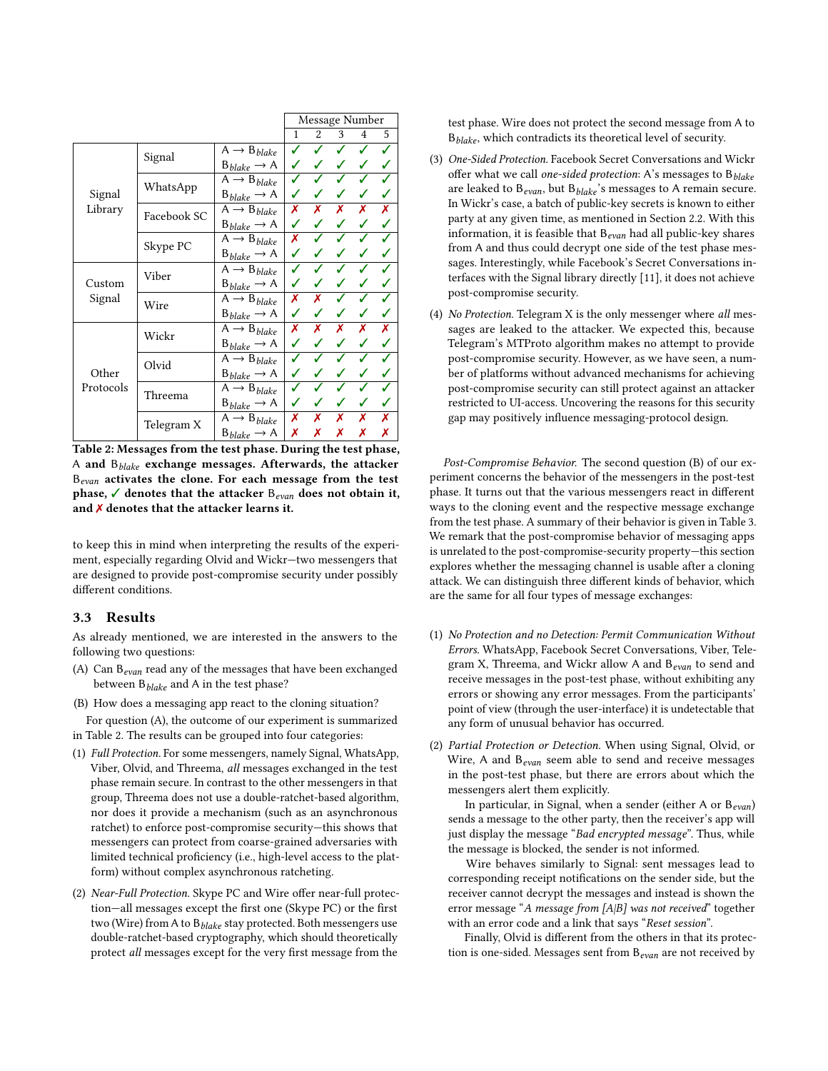| | | | Message Number | | | | |
|---|---|---|---|---|---|---|---|
| | | | 1 | 2 | 3 | 4 | 5 |
| Signal Library | Signal | A → $B_{blake}$ | ✓ | ✓ | ✓ | ✓ | ✓ |
| | | $B_{blake}$ → A | ✓ | ✓ | ✓ | ✓ | ✓ |
| | WhatsApp | A → $B_{blake}$ | ✓ | ✓ | ✓ | ✓ | ✓ |
| | | $B_{blake}$ → A | ✓ | ✓ | ✓ | ✓ | ✓ |
| | Facebook SC | A → $B_{blake}$ | ✗ | ✗ | ✗ | ✗ | ✗ |
| | | $B_{blake}$ → A | ✓ | ✓ | ✓ | ✓ | ✓ |
| | Skype PC | A → $B_{blake}$ | ✗ | ✓ | ✓ | ✓ | ✓ |
| | | $B_{blake}$ → A | ✓ | ✓ | ✓ | ✓ | ✓ |
| Custom Signal | Viber | A → $B_{blake}$ | ✓ | ✓ | ✓ | ✓ | ✓ |
| | | $B_{blake}$ → A | ✓ | ✓ | ✓ | ✓ | ✓ |
| | Wire | A → $B_{blake}$ | ✗ | ✗ | ✓ | ✓ | ✓ |
| | | $B_{blake}$ → A | ✓ | ✓ | ✓ | ✓ | ✓ |
| Other Protocols | Wickr | A → $B_{blake}$ | ✗ | ✗ | ✗ | ✗ | ✗ |
| | | $B_{blake}$ → A | ✓ | ✓ | ✓ | ✓ | ✓ |
| | Olvid | A → $B_{blake}$ | ✓ | ✓ | ✓ | ✓ | ✓ |
| | | $B_{blake}$ → A | ✓ | ✓ | ✓ | ✓ | ✓ |
| | Threema | A → $B_{blake}$ | ✓ | ✓ | ✓ | ✓ | ✓ |
| | | $B_{blake}$ → A | ✓ | ✓ | ✓ | ✓ | ✓ |
| | Telegram X | A → $B_{blake}$ | ✗ | ✗ | ✗ | ✗ | ✗ |
| | | $B_{blake}$ → A | ✗ | ✗ | ✗ | ✗ | ✗ |

**Table 2: Messages from the test phase. During the test phase, A and $B_{blake}$ exchange messages. Afterwards, the attacker $B_{evan}$ activates the clone. For each message from the test phase, ✓ denotes that the attacker $B_{evan}$ does not obtain it, and ✗ denotes that the attacker learns it.**

to keep this in mind when interpreting the results of the experiment, especially regarding Olvid and Wickr—two messengers that are designed to provide post-compromise security under possibly different conditions.

### 3.3 Results

As already mentioned, we are interested in the answers to the following two questions:

(A) Can $B_{evan}$ read any of the messages that have been exchanged between $B_{blake}$ and A in the test phase?

(B) How does a messaging app react to the cloning situation?

For question (A), the outcome of our experiment is summarized in Table 2. The results can be grouped into four categories:

(1) *Full Protection.* For some messengers, namely Signal, WhatsApp, Viber, Olvid, and Threema, *all* messages exchanged in the test phase remain secure. In contrast to the other messengers in that group, Threema does not use a double-ratchet-based algorithm, nor does it provide a mechanism (such as an asynchronous ratchet) to enforce post-compromise security—this shows that messengers can protect from coarse-grained adversaries with limited technical proficiency (i.e., high-level access to the platform) without complex asynchronous ratcheting.

(2) *Near-Full Protection.* Skype PC and Wire offer near-full protection—all messages except the first one (Skype PC) or the first two (Wire) from A to $B_{blake}$ stay protected. Both messengers use double-ratchet-based cryptography, which should theoretically protect *all* messages except for the very first message from the test phase. Wire does not protect the second message from A to $B_{blake}$, which contradicts its theoretical level of security.

(3) *One-Sided Protection.* Facebook Secret Conversations and Wickr offer what we call *one-sided protection*: A's messages to $B_{blake}$ are leaked to $B_{evan}$, but $B_{blake}$'s messages to A remain secure. In Wickr's case, a batch of public-key secrets is known to either party at any given time, as mentioned in Section 2.2. With this information, it is feasible that $B_{evan}$ had all public-key shares from A and thus could decrypt one side of the test phase messages. Interestingly, while Facebook's Secret Conversations interfaces with the Signal library directly [11], it does not achieve post-compromise security.

(4) *No Protection.* Telegram X is the only messenger where *all* messages are leaked to the attacker. We expected this, because Telegram's MTProto algorithm makes no attempt to provide post-compromise security. However, as we have seen, a number of platforms without advanced mechanisms for achieving post-compromise security can still protect against an attacker restricted to UI-access. Uncovering the reasons for this security gap may positively influence messaging-protocol design.

*Post-Compromise Behavior.* The second question (B) of our experiment concerns the behavior of the messengers in the post-test phase. It turns out that the various messengers react in different ways to the cloning event and the respective message exchange from the test phase. A summary of their behavior is given in Table 3. We remark that the post-compromise behavior of messaging apps is unrelated to the post-compromise-security property—this section explores whether the messaging channel is usable after a cloning attack. We can distinguish three different kinds of behavior, which are the same for all four types of message exchanges:

(1) *No Protection and no Detection: Permit Communication Without Errors.* WhatsApp, Facebook Secret Conversations, Viber, Telegram X, Threema, and Wickr allow A and $B_{evan}$ to send and receive messages in the post-test phase, without exhibiting any errors or showing any error messages. From the participants' point of view (through the user-interface) it is undetectable that any form of unusual behavior has occurred.

(2) *Partial Protection or Detection.* When using Signal, Olvid, or Wire, A and $B_{evan}$ seem able to send and receive messages in the post-test phase, but there are errors about which the messengers alert them explicitly.

In particular, in Signal, when a sender (either A or $B_{evan}$) sends a message to the other party, then the receiver's app will just display the message "*Bad encrypted message*". Thus, while the message is blocked, the sender is not informed.

Wire behaves similarly to Signal: sent messages lead to corresponding receipt notifications on the sender side, but the receiver cannot decrypt the messages and instead is shown the error message "*A message from [A|B] was not received*" together with an error code and a link that says "*Reset session*".

Finally, Olvid is different from the others in that its protection is one-sided. Messages sent from $B_{evan}$ are not received by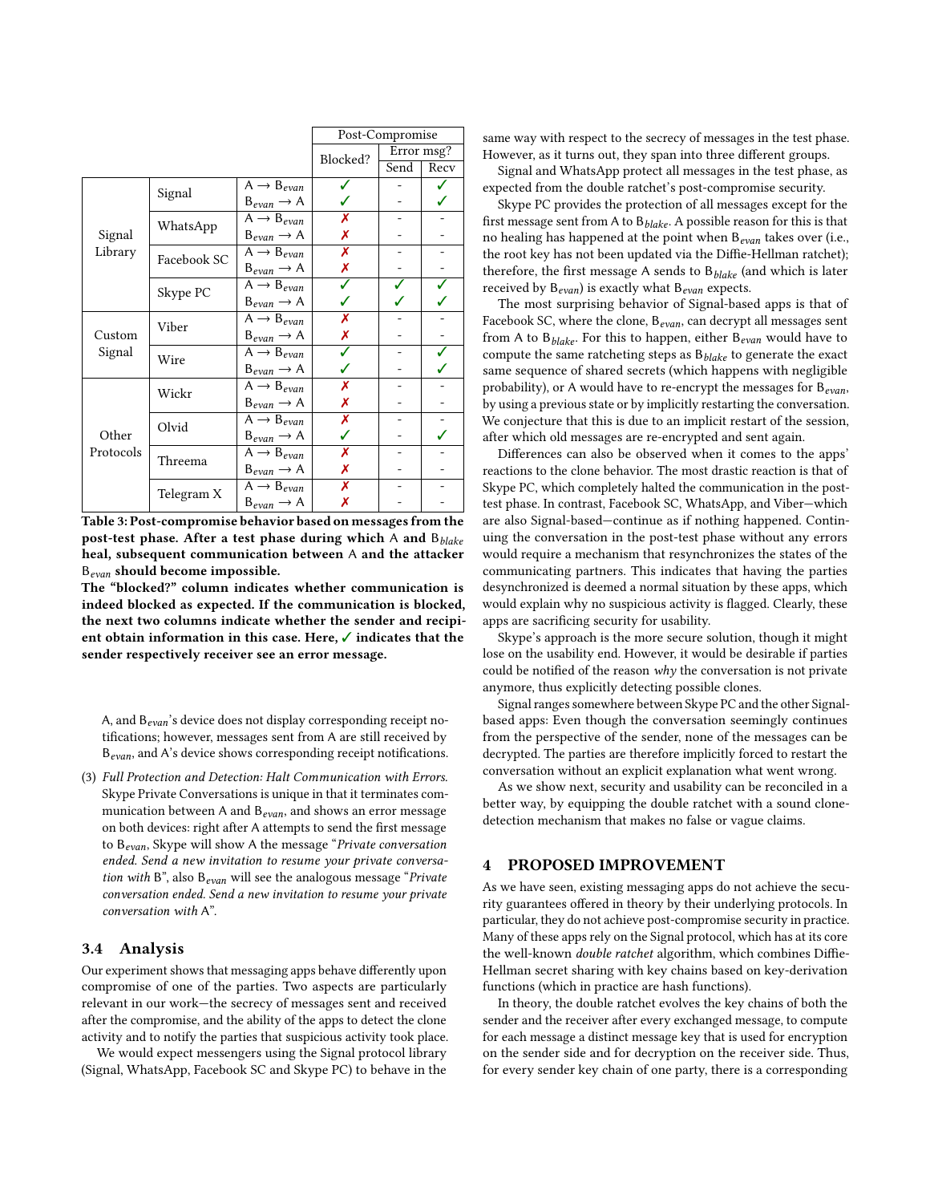|  |  |  | Post-Compromise | | |
|---|---|---|---|---|---|
|  |  |  | Blocked? | Error msg? | |
|  |  |  |  | Send | Recv |
| Signal Library | Signal | A → $B_{evan}$ | ✓ | - | ✓ |
|  |  | $B_{evan}$ → A | ✓ | - | ✓ |
|  | WhatsApp | A → $B_{evan}$ | ✗ | - | - |
|  |  | $B_{evan}$ → A | ✗ | - | - |
|  | Facebook SC | A → $B_{evan}$ | ✗ | - | - |
|  |  | $B_{evan}$ → A | ✗ | - | - |
|  | Skype PC | A → $B_{evan}$ | ✓ | ✓ | ✓ |
|  |  | $B_{evan}$ → A | ✓ | ✓ | ✓ |
| Custom Signal | Viber | A → $B_{evan}$ | ✗ | - | - |
|  |  | $B_{evan}$ → A | ✗ | - | - |
|  | Wire | A → $B_{evan}$ | ✓ | - | ✓ |
|  |  | $B_{evan}$ → A | ✓ | - | ✓ |
| Other Protocols | Wickr | A → $B_{evan}$ | ✗ | - | - |
|  |  | $B_{evan}$ → A | ✗ | - | - |
|  | Olvid | A → $B_{evan}$ | ✗ | - | - |
|  |  | $B_{evan}$ → A | ✓ | - | ✓ |
|  | Threema | A → $B_{evan}$ | ✗ | - | - |
|  |  | $B_{evan}$ → A | ✗ | - | - |
|  | Telegram X | A → $B_{evan}$ | ✗ | - | - |
|  |  | $B_{evan}$ → A | ✗ | - | - |

**Table 3: Post-compromise behavior based on messages from the post-test phase. After a test phase during which A and $B_{blake}$ heal, subsequent communication between A and the attacker $B_{evan}$ should become impossible.**
**The "blocked?" column indicates whether communication is indeed blocked as expected. If the communication is blocked, the next two columns indicate whether the sender and recipient obtain information in this case. Here, ✓ indicates that the sender respectively receiver see an error message.**

A, and $B_{evan}$'s device does not display corresponding receipt notifications; however, messages sent from A are still received by $B_{evan}$, and A's device shows corresponding receipt notifications.

(3) *Full Protection and Detection: Halt Communication with Errors.* Skype Private Conversations is unique in that it terminates communication between A and $B_{evan}$, and shows an error message on both devices: right after A attempts to send the first message to $B_{evan}$, Skype will show A the message "*Private conversation ended. Send a new invitation to resume your private conversation with* B", also $B_{evan}$ will see the analogous message "*Private conversation ended. Send a new invitation to resume your private conversation with* A".

### 3.4 Analysis

Our experiment shows that messaging apps behave differently upon compromise of one of the parties. Two aspects are particularly relevant in our work—the secrecy of messages sent and received after the compromise, and the ability of the apps to detect the clone activity and to notify the parties that suspicious activity took place.

We would expect messengers using the Signal protocol library (Signal, WhatsApp, Facebook SC and Skype PC) to behave in the same way with respect to the secrecy of messages in the test phase. However, as it turns out, they span into three different groups.

Signal and WhatsApp protect all messages in the test phase, as expected from the double ratchet's post-compromise security.

Skype PC provides the protection of all messages except for the first message sent from A to $B_{blake}$. A possible reason for this is that no healing has happened at the point when $B_{evan}$ takes over (i.e., the root key has not been updated via the Diffie-Hellman ratchet); therefore, the first message A sends to $B_{blake}$ (and which is later received by $B_{evan}$) is exactly what $B_{evan}$ expects.

The most surprising behavior of Signal-based apps is that of Facebook SC, where the clone, $B_{evan}$, can decrypt all messages sent from A to $B_{blake}$. For this to happen, either $B_{evan}$ would have to compute the same ratcheting steps as $B_{blake}$ to generate the exact same sequence of shared secrets (which happens with negligible probability), or A would have to re-encrypt the messages for $B_{evan}$, by using a previous state or by implicitly restarting the conversation. We conjecture that this is due to an implicit restart of the session, after which old messages are re-encrypted and sent again.

Differences can also be observed when it comes to the apps' reactions to the clone behavior. The most drastic reaction is that of Skype PC, which completely halted the communication in the post-test phase. In contrast, Facebook SC, WhatsApp, and Viber—which are also Signal-based—continue as if nothing happened. Continuing the conversation in the post-test phase without any errors would require a mechanism that resynchronizes the states of the communicating partners. This indicates that having the parties desynchronized is deemed a normal situation by these apps, which would explain why no suspicious activity is flagged. Clearly, these apps are sacrificing security for usability.

Skype's approach is the more secure solution, though it might lose on the usability end. However, it would be desirable if parties could be notified of the reason *why* the conversation is not private anymore, thus explicitly detecting possible clones.

Signal ranges somewhere between Skype PC and the other Signal-based apps: Even though the conversation seemingly continues from the perspective of the sender, none of the messages can be decrypted. The parties are therefore implicitly forced to restart the conversation without an explicit explanation what went wrong.

As we show next, security and usability can be reconciled in a better way, by equipping the double ratchet with a sound clone-detection mechanism that makes no false or vague claims.

## 4 PROPOSED IMPROVEMENT

As we have seen, existing messaging apps do not achieve the security guarantees offered in theory by their underlying protocols. In particular, they do not achieve post-compromise security in practice. Many of these apps rely on the Signal protocol, which has at its core the well-known *double ratchet* algorithm, which combines Diffie-Hellman secret sharing with key chains based on key-derivation functions (which in practice are hash functions).

In theory, the double ratchet evolves the key chains of both the sender and the receiver after every exchanged message, to compute for each message a distinct message key that is used for encryption on the sender side and for decryption on the receiver side. Thus, for every sender key chain of one party, there is a corresponding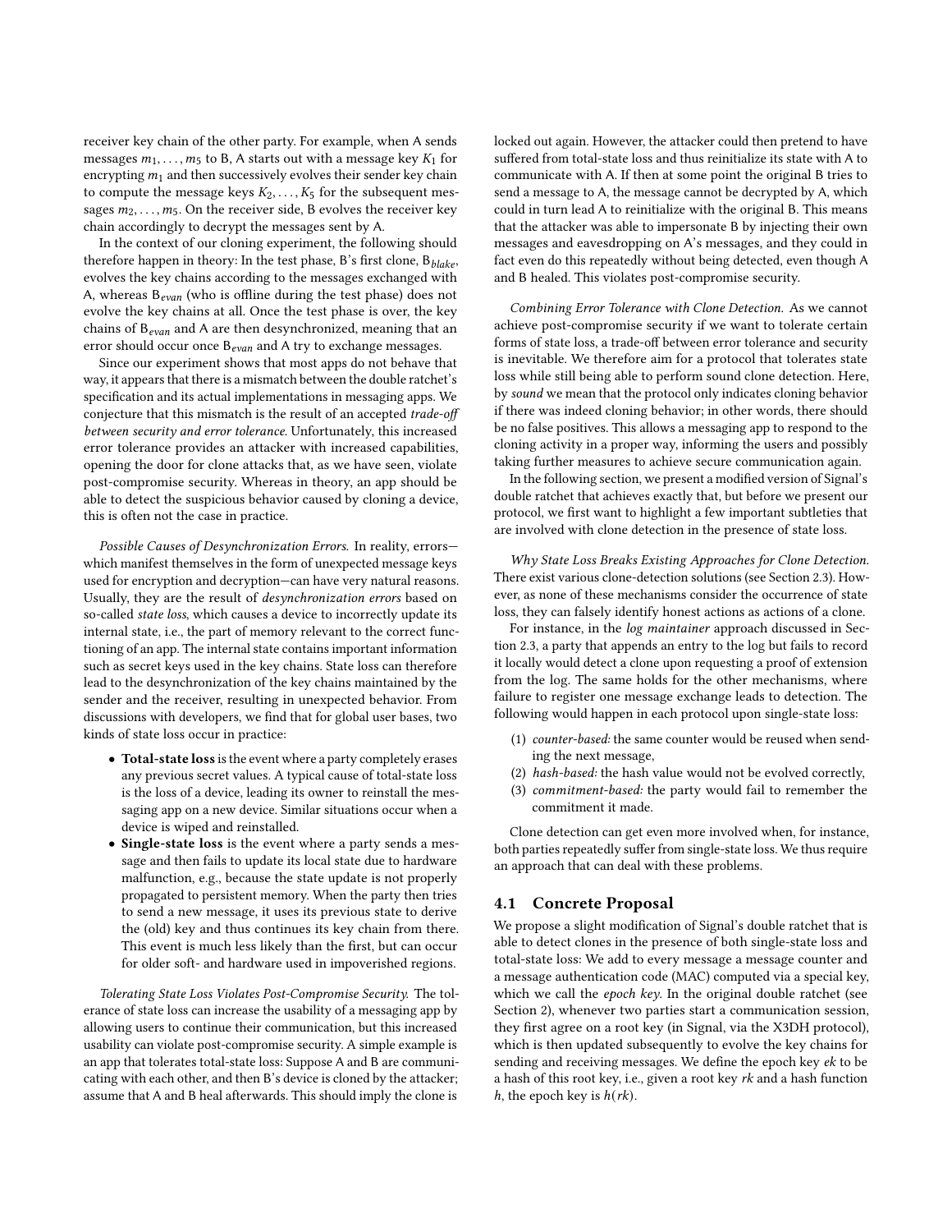receiver key chain of the other party. For example, when A sends messages $m_1, \dots, m_5$ to B, A starts out with a message key $K_1$ for encrypting $m_1$ and then successively evolves their sender key chain to compute the message keys $K_2, \dots, K_5$ for the subsequent messages $m_2, \dots, m_5$. On the receiver side, B evolves the receiver key chain accordingly to decrypt the messages sent by A.

In the context of our cloning experiment, the following should therefore happen in theory: In the test phase, B's first clone, $\mathsf{B}_{blake}$, evolves the key chains according to the messages exchanged with A, whereas $\mathsf{B}_{evan}$ (who is offline during the test phase) does not evolve the key chains at all. Once the test phase is over, the key chains of $\mathsf{B}_{evan}$ and A are then desynchronized, meaning that an error should occur once $\mathsf{B}_{evan}$ and A try to exchange messages.

Since our experiment shows that most apps do not behave that way, it appears that there is a mismatch between the double ratchet's specification and its actual implementations in messaging apps. We conjecture that this mismatch is the result of an accepted *trade-off between security and error tolerance*. Unfortunately, this increased error tolerance provides an attacker with increased capabilities, opening the door for clone attacks that, as we have seen, violate post-compromise security. Whereas in theory, an app should be able to detect the suspicious behavior caused by cloning a device, this is often not the case in practice.

*Possible Causes of Desynchronization Errors.* In reality, errors—which manifest themselves in the form of unexpected message keys used for encryption and decryption—can have very natural reasons. Usually, they are the result of *desynchronization errors* based on so-called *state loss*, which causes a device to incorrectly update its internal state, i.e., the part of memory relevant to the correct functioning of an app. The internal state contains important information such as secret keys used in the key chains. State loss can therefore lead to the desynchronization of the key chains maintained by the sender and the receiver, resulting in unexpected behavior. From discussions with developers, we find that for global user bases, two kinds of state loss occur in practice:

- **Total-state loss** is the event where a party completely erases any previous secret values. A typical cause of total-state loss is the loss of a device, leading its owner to reinstall the messaging app on a new device. Similar situations occur when a device is wiped and reinstalled.
- **Single-state loss** is the event where a party sends a message and then fails to update its local state due to hardware malfunction, e.g., because the state update is not properly propagated to persistent memory. When the party then tries to send a new message, it uses its previous state to derive the (old) key and thus continues its key chain from there. This event is much less likely than the first, but can occur for older soft- and hardware used in impoverished regions.

*Tolerating State Loss Violates Post-Compromise Security.* The tolerance of state loss can increase the usability of a messaging app by allowing users to continue their communication, but this increased usability can violate post-compromise security. A simple example is an app that tolerates total-state loss: Suppose A and B are communicating with each other, and then B's device is cloned by the attacker; assume that A and B heal afterwards. This should imply the clone is locked out again. However, the attacker could then pretend to have suffered from total-state loss and thus reinitialize its state with A to communicate with A. If then at some point the original B tries to send a message to A, the message cannot be decrypted by A, which could in turn lead A to reinitialize with the original B. This means that the attacker was able to impersonate B by injecting their own messages and eavesdropping on A's messages, and they could in fact even do this repeatedly without being detected, even though A and B healed. This violates post-compromise security.

*Combining Error Tolerance with Clone Detection.* As we cannot achieve post-compromise security if we want to tolerate certain forms of state loss, a trade-off between error tolerance and security is inevitable. We therefore aim for a protocol that tolerates state loss while still being able to perform sound clone detection. Here, by *sound* we mean that the protocol only indicates cloning behavior if there was indeed cloning behavior; in other words, there should be no false positives. This allows a messaging app to respond to the cloning activity in a proper way, informing the users and possibly taking further measures to achieve secure communication again.

In the following section, we present a modified version of Signal's double ratchet that achieves exactly that, but before we present our protocol, we first want to highlight a few important subtleties that are involved with clone detection in the presence of state loss.

*Why State Loss Breaks Existing Approaches for Clone Detection.* There exist various clone-detection solutions (see Section 2.3). However, as none of these mechanisms consider the occurrence of state loss, they can falsely identify honest actions as actions of a clone.

For instance, in the *log maintainer* approach discussed in Section 2.3, a party that appends an entry to the log but fails to record it locally would detect a clone upon requesting a proof of extension from the log. The same holds for the other mechanisms, where failure to register one message exchange leads to detection. The following would happen in each protocol upon single-state loss:

1. *counter-based:* the same counter would be reused when sending the next message,
2. *hash-based:* the hash value would not be evolved correctly,
3. *commitment-based:* the party would fail to remember the commitment it made.

Clone detection can get even more involved when, for instance, both parties repeatedly suffer from single-state loss. We thus require an approach that can deal with these problems.

## 4.1 Concrete Proposal

We propose a slight modification of Signal's double ratchet that is able to detect clones in the presence of both single-state loss and total-state loss: We add to every message a message counter and a message authentication code (MAC) computed via a special key, which we call the *epoch key*. In the original double ratchet (see Section 2), whenever two parties start a communication session, they first agree on a root key (in Signal, via the X3DH protocol), which is then updated subsequently to evolve the key chains for sending and receiving messages. We define the epoch key $ek$ to be a hash of this root key, i.e., given a root key $rk$ and a hash function $h$, the epoch key is $h(rk)$.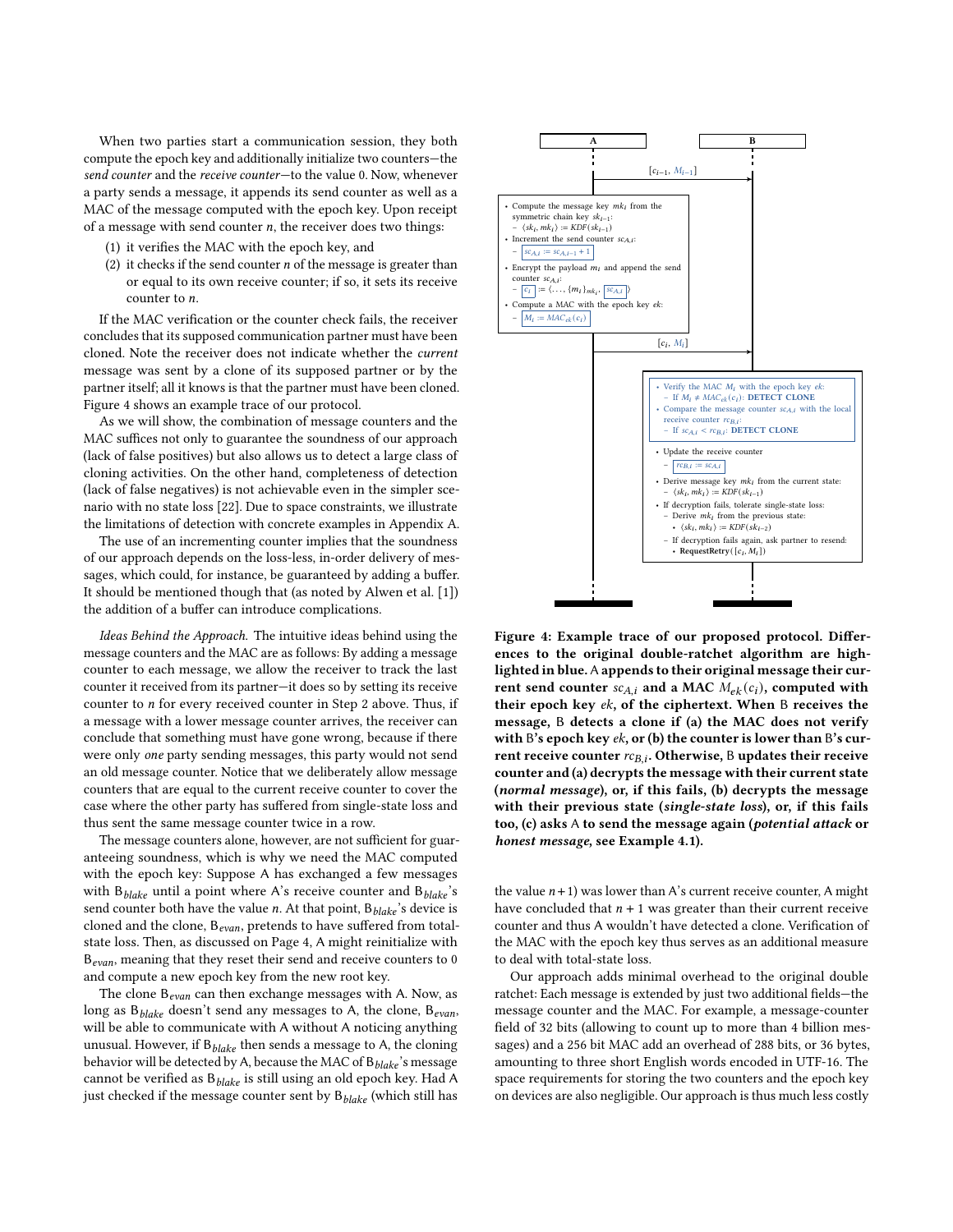When two parties start a communication session, they both compute the epoch key and additionally initialize two counters—the *send counter* and the *receive counter*—to the value 0. Now, whenever a party sends a message, it appends its send counter as well as a MAC of the message computed with the epoch key. Upon receipt of a message with send counter $n$, the receiver does two things:

(1) it verifies the MAC with the epoch key, and
(2) it checks if the send counter $n$ of the message is greater than or equal to its own receive counter; if so, it sets its receive counter to $n$.

If the MAC verification or the counter check fails, the receiver concludes that its supposed communication partner must have been cloned. Note the receiver does not indicate whether the *current* message was sent by a clone of its supposed partner or by the partner itself; all it knows is that the partner must have been cloned. Figure 4 shows an example trace of our protocol.

As we will show, the combination of message counters and the MAC suffices not only to guarantee the soundness of our approach (lack of false positives) but also allows us to detect a large class of cloning activities. On the other hand, completeness of detection (lack of false negatives) is not achievable even in the simpler scenario with no state loss [22]. Due to space constraints, we illustrate the limitations of detection with concrete examples in Appendix A.

The use of an incrementing counter implies that the soundness of our approach depends on the loss-less, in-order delivery of messages, which could, for instance, be guaranteed by adding a buffer. It should be mentioned though that (as noted by Alwen et al. [1]) the addition of a buffer can introduce complications.

*Ideas Behind the Approach.* The intuitive ideas behind using the message counters and the MAC are as follows: By adding a message counter to each message, we allow the receiver to track the last counter it received from its partner—it does so by setting its receive counter to $n$ for every received counter in Step 2 above. Thus, if a message with a lower message counter arrives, the receiver can conclude that something must have gone wrong, because if there were only *one* party sending messages, this party would not send an old message counter. Notice that we deliberately allow message counters that are equal to the current receive counter to cover the case where the other party has suffered from single-state loss and thus sent the same message counter twice in a row.

The message counters alone, however, are not sufficient for guaranteeing soundness, which is why we need the MAC computed with the epoch key: Suppose A has exchanged a few messages with $B_{blake}$ until a point where A's receive counter and $B_{blake}$'s send counter both have the value $n$. At that point, $B_{blake}$'s device is cloned and the clone, $B_{evan}$, pretends to have suffered from total-state loss. Then, as discussed on Page 4, A might reinitialize with $B_{evan}$, meaning that they reset their send and receive counters to 0 and compute a new epoch key from the new root key.

The clone $B_{evan}$ can then exchange messages with A. Now, as long as $B_{blake}$ doesn't send any messages to A, the clone, $B_{evan}$, will be able to communicate with A without A noticing anything unusual. However, if $B_{blake}$ then sends a message to A, the cloning behavior will be detected by A, because the MAC of $B_{blake}$'s message cannot be verified as $B_{blake}$ is still using an old epoch key. Had A just checked if the message counter sent by $B_{blake}$ (which still has the value $n+1$) was lower than A's current receive counter, A might have concluded that $n+1$ was greater than their current receive counter and thus A wouldn't have detected a clone. Verification of the MAC with the epoch key thus serves as an additional measure to deal with total-state loss.

Figure 4 (protocol trace between A and B):

A → B: $[c_{i-1}, M_{i-1}]$

A:
- Compute the message key $mk_i$ from the symmetric chain key $sk_{i-1}$:
  - $\langle sk_i, mk_i \rangle := KDF(sk_{i-1})$
- Increment the send counter $sc_{A,i}$:
  - $sc_{A,i} := sc_{A,i-1} + 1$
- Encrypt the payload $m_i$ and append the send counter $sc_{A,i}$:
  - $c_i := \langle \ldots, \{m_i\}_{mk_i}, sc_{A,i} \rangle$
- Compute a MAC with the epoch key $ek$:
  - $M_i := MAC_{ek}(c_i)$

A → B: $[c_i, M_i]$

B:
- Verify the MAC $M_i$ with the epoch key $ek$:
  - If $M_i \neq MAC_{ek}(c_i)$: **DETECT CLONE**
- Compare the message counter $sc_{A,i}$ with the local receive counter $rc_{B,i}$:
  - If $sc_{A,i} < rc_{B,i}$: **DETECT CLONE**
- Update the receive counter
  - $rc_{B,i} := sc_{A,i}$
- Derive message key $mk_i$ from the current state:
  - $\langle sk_i, mk_i \rangle := KDF(sk_{i-1})$
- If decryption fails, tolerate single-state loss:
  - Derive $mk_i$ from the previous state:
    - $\langle sk_i, mk_i \rangle := KDF(sk_{i-2})$
  - If decryption fails again, ask partner to resend:
    - **RequestRetry**$([c_i, M_i])$

**Figure 4: Example trace of our proposed protocol. Differences to the original double-ratchet algorithm are highlighted in blue. A appends to their original message their current send counter $sc_{A,i}$ and a MAC $M_{ek}(c_i)$, computed with their epoch key $ek$, of the ciphertext. When B receives the message, B detects a clone if (a) the MAC does not verify with B's epoch key $ek$, or (b) the counter is lower than B's current receive counter $rc_{B,i}$. Otherwise, B updates their receive counter and (a) decrypts the message with their current state (*normal message*), or, if this fails, (b) decrypts the message with their previous state (*single-state loss*), or, if this fails too, (c) asks A to send the message again (*potential attack* or *honest message*, see Example 4.1).**

Our approach adds minimal overhead to the original double ratchet: Each message is extended by just two additional fields—the message counter and the MAC. For example, a message-counter field of 32 bits (allowing to count up to more than 4 billion messages) and a 256 bit MAC add an overhead of 288 bits, or 36 bytes, amounting to three short English words encoded in UTF-16. The space requirements for storing the two counters and the epoch key on devices are also negligible. Our approach is thus much less costly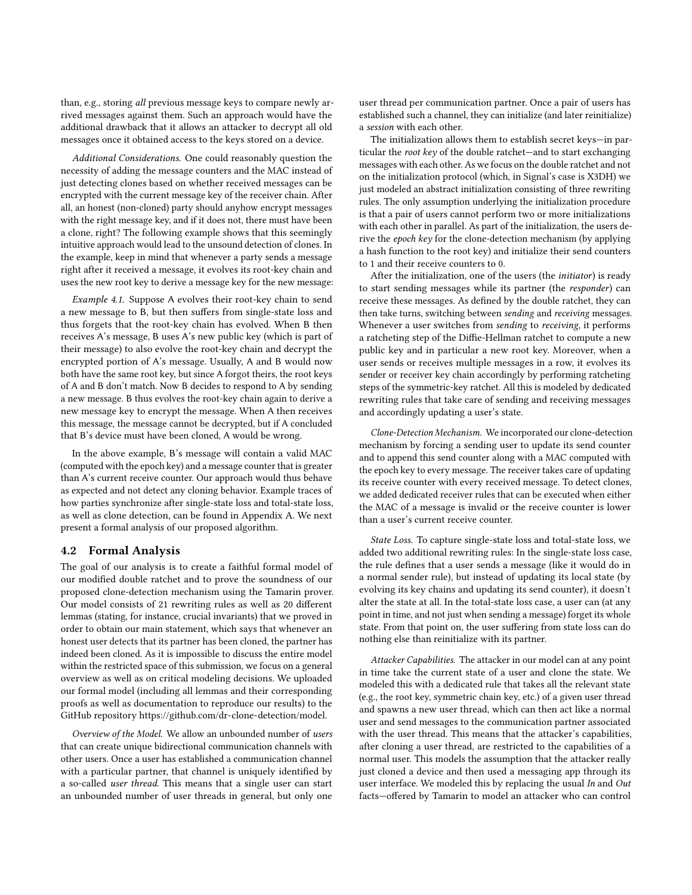than, e.g., storing *all* previous message keys to compare newly arrived messages against them. Such an approach would have the additional drawback that it allows an attacker to decrypt all old messages once it obtained access to the keys stored on a device.

*Additional Considerations.* One could reasonably question the necessity of adding the message counters and the MAC instead of just detecting clones based on whether received messages can be encrypted with the current message key of the receiver chain. After all, an honest (non-cloned) party should anyhow encrypt messages with the right message key, and if it does not, there must have been a clone, right? The following example shows that this seemingly intuitive approach would lead to the unsound detection of clones. In the example, keep in mind that whenever a party sends a message right after it received a message, it evolves its root-key chain and uses the new root key to derive a message key for the new message:

*Example 4.1.* Suppose A evolves their root-key chain to send a new message to B, but then suffers from single-state loss and thus forgets that the root-key chain has evolved. When B then receives A's message, B uses A's new public key (which is part of their message) to also evolve the root-key chain and decrypt the encrypted portion of A's message. Usually, A and B would now both have the same root key, but since A forgot theirs, the root keys of A and B don't match. Now B decides to respond to A by sending a new message. B thus evolves the root-key chain again to derive a new message key to encrypt the message. When A then receives this message, the message cannot be decrypted, but if A concluded that B's device must have been cloned, A would be wrong.

In the above example, B's message will contain a valid MAC (computed with the epoch key) and a message counter that is greater than A's current receive counter. Our approach would thus behave as expected and not detect any cloning behavior. Example traces of how parties synchronize after single-state loss and total-state loss, as well as clone detection, can be found in Appendix A. We next present a formal analysis of our proposed algorithm.

## 4.2 Formal Analysis

The goal of our analysis is to create a faithful formal model of our modified double ratchet and to prove the soundness of our proposed clone-detection mechanism using the Tamarin prover. Our model consists of 21 rewriting rules as well as 20 different lemmas (stating, for instance, crucial invariants) that we proved in order to obtain our main statement, which says that whenever an honest user detects that its partner has been cloned, the partner has indeed been cloned. As it is impossible to discuss the entire model within the restricted space of this submission, we focus on a general overview as well as on critical modeling decisions. We uploaded our formal model (including all lemmas and their corresponding proofs as well as documentation to reproduce our results) to the GitHub repository https://github.com/dr-clone-detection/model.

*Overview of the Model.* We allow an unbounded number of *users* that can create unique bidirectional communication channels with other users. Once a user has established a communication channel with a particular partner, that channel is uniquely identified by a so-called *user thread*. This means that a single user can start an unbounded number of user threads in general, but only one user thread per communication partner. Once a pair of users has established such a channel, they can initialize (and later reinitialize) a *session* with each other.

The initialization allows them to establish secret keys—in particular the *root key* of the double ratchet—and to start exchanging messages with each other. As we focus on the double ratchet and not on the initialization protocol (which, in Signal's case is X3DH) we just modeled an abstract initialization consisting of three rewriting rules. The only assumption underlying the initialization procedure is that a pair of users cannot perform two or more initializations with each other in parallel. As part of the initialization, the users derive the *epoch key* for the clone-detection mechanism (by applying a hash function to the root key) and initialize their send counters to 1 and their receive counters to 0.

After the initialization, one of the users (the *initiator*) is ready to start sending messages while its partner (the *responder*) can receive these messages. As defined by the double ratchet, they can then take turns, switching between *sending* and *receiving* messages. Whenever a user switches from *sending* to *receiving*, it performs a ratcheting step of the Diffie-Hellman ratchet to compute a new public key and in particular a new root key. Moreover, when a user sends or receives multiple messages in a row, it evolves its sender or receiver key chain accordingly by performing ratcheting steps of the symmetric-key ratchet. All this is modeled by dedicated rewriting rules that take care of sending and receiving messages and accordingly updating a user's state.

*Clone-Detection Mechanism.* We incorporated our clone-detection mechanism by forcing a sending user to update its send counter and to append this send counter along with a MAC computed with the epoch key to every message. The receiver takes care of updating its receive counter with every received message. To detect clones, we added dedicated receiver rules that can be executed when either the MAC of a message is invalid or the receive counter is lower than a user's current receive counter.

*State Loss.* To capture single-state loss and total-state loss, we added two additional rewriting rules: In the single-state loss case, the rule defines that a user sends a message (like it would do in a normal sender rule), but instead of updating its local state (by evolving its key chains and updating its send counter), it doesn't alter the state at all. In the total-state loss case, a user can (at any point in time, and not just when sending a message) forget its whole state. From that point on, the user suffering from state loss can do nothing else than reinitialize with its partner.

*Attacker Capabilities.* The attacker in our model can at any point in time take the current state of a user and clone the state. We modeled this with a dedicated rule that takes all the relevant state (e.g., the root key, symmetric chain key, etc.) of a given user thread and spawns a new user thread, which can then act like a normal user and send messages to the communication partner associated with the user thread. This means that the attacker's capabilities, after cloning a user thread, are restricted to the capabilities of a normal user. This models the assumption that the attacker really just cloned a device and then used a messaging app through its user interface. We modeled this by replacing the usual *In* and *Out* facts—offered by Tamarin to model an attacker who can control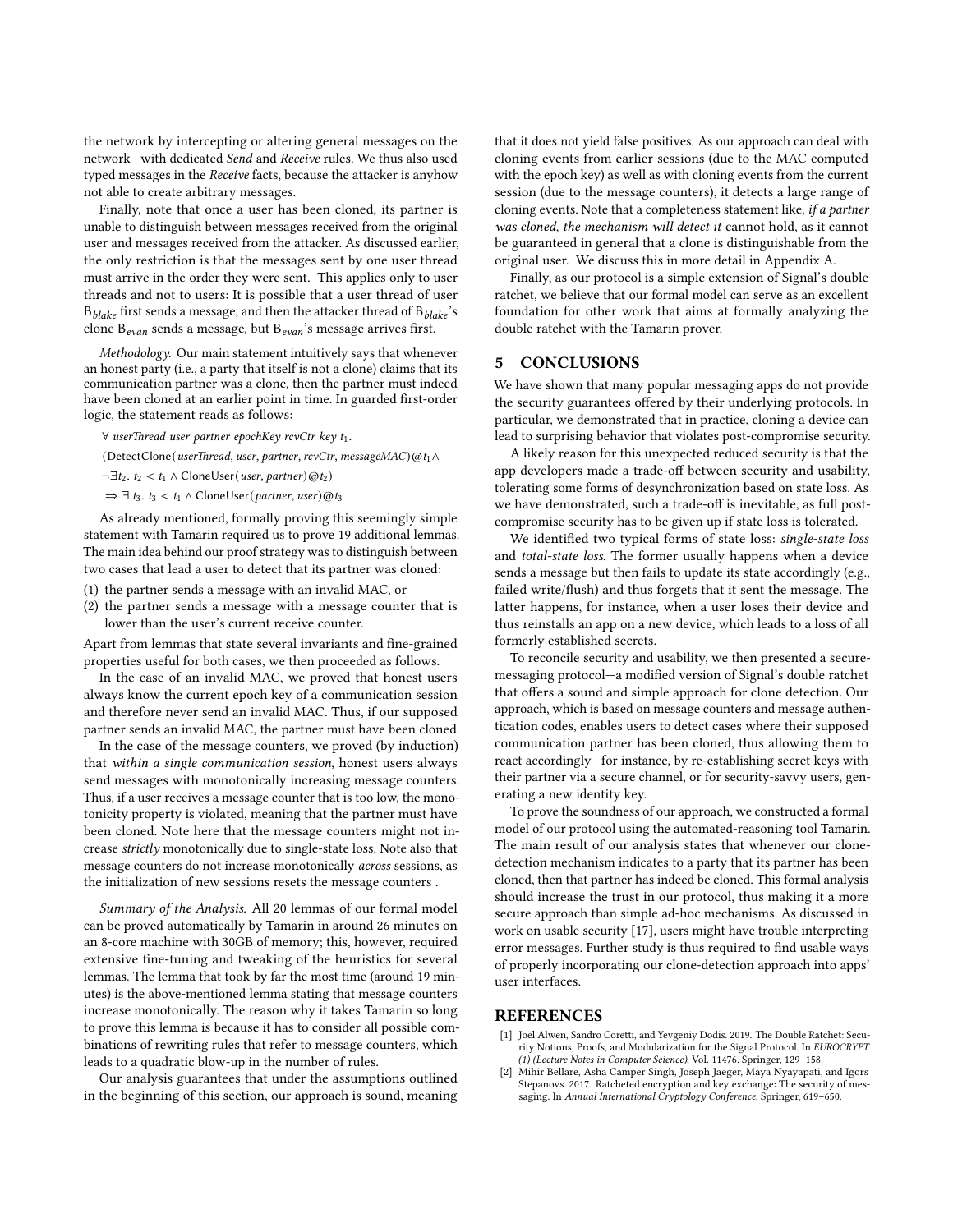the network by intercepting or altering general messages on the network—with dedicated *Send* and *Receive* rules. We thus also used typed messages in the *Receive* facts, because the attacker is anyhow not able to create arbitrary messages.

Finally, note that once a user has been cloned, its partner is unable to distinguish between messages received from the original user and messages received from the attacker. As discussed earlier, the only restriction is that the messages sent by one user thread must arrive in the order they were sent. This applies only to user threads and not to users: It is possible that a user thread of user $B_{blake}$ first sends a message, and then the attacker thread of $B_{blake}$'s clone $B_{evan}$ sends a message, but $B_{evan}$'s message arrives first.

*Methodology.* Our main statement intuitively says that whenever an honest party (i.e., a party that itself is not a clone) claims that its communication partner was a clone, then the partner must indeed have been cloned at an earlier point in time. In guarded first-order logic, the statement reads as follows:

$\forall$ *userThread user partner epochKey rcvCtr key* $t_1$.

$(\mathsf{DetectClone}(\textit{userThread}, \textit{user}, \textit{partner}, \textit{rcvCtr}, \textit{messageMAC})@t_1 \wedge$

$\neg \exists t_2.\ t_2 < t_1 \wedge \mathsf{CloneUser}(\textit{user}, \textit{partner})@t_2)$

$\Rightarrow \exists\ t_3.\ t_3 < t_1 \wedge \mathsf{CloneUser}(\textit{partner}, \textit{user})@t_3$

As already mentioned, formally proving this seemingly simple statement with Tamarin required us to prove 19 additional lemmas. The main idea behind our proof strategy was to distinguish between two cases that lead a user to detect that its partner was cloned:

(1) the partner sends a message with an invalid MAC, or
(2) the partner sends a message with a message counter that is lower than the user's current receive counter.

Apart from lemmas that state several invariants and fine-grained properties useful for both cases, we then proceeded as follows.

In the case of an invalid MAC, we proved that honest users always know the current epoch key of a communication session and therefore never send an invalid MAC. Thus, if our supposed partner sends an invalid MAC, the partner must have been cloned.

In the case of the message counters, we proved (by induction) that *within a single communication session*, honest users always send messages with monotonically increasing message counters. Thus, if a user receives a message counter that is too low, the monotonicity property is violated, meaning that the partner must have been cloned. Note here that the message counters might not increase *strictly* monotonically due to single-state loss. Note also that message counters do not increase monotonically *across* sessions, as the initialization of new sessions resets the message counters .

*Summary of the Analysis.* All 20 lemmas of our formal model can be proved automatically by Tamarin in around 26 minutes on an 8-core machine with 30GB of memory; this, however, required extensive fine-tuning and tweaking of the heuristics for several lemmas. The lemma that took by far the most time (around 19 minutes) is the above-mentioned lemma stating that message counters increase monotonically. The reason why it takes Tamarin so long to prove this lemma is because it has to consider all possible combinations of rewriting rules that refer to message counters, which leads to a quadratic blow-up in the number of rules.

Our analysis guarantees that under the assumptions outlined in the beginning of this section, our approach is sound, meaning that it does not yield false positives. As our approach can deal with cloning events from earlier sessions (due to the MAC computed with the epoch key) as well as with cloning events from the current session (due to the message counters), it detects a large range of cloning events. Note that a completeness statement like, *if a partner was cloned, the mechanism will detect it* cannot hold, as it cannot be guaranteed in general that a clone is distinguishable from the original user. We discuss this in more detail in Appendix A.

Finally, as our protocol is a simple extension of Signal's double ratchet, we believe that our formal model can serve as an excellent foundation for other work that aims at formally analyzing the double ratchet with the Tamarin prover.

## 5 CONCLUSIONS

We have shown that many popular messaging apps do not provide the security guarantees offered by their underlying protocols. In particular, we demonstrated that in practice, cloning a device can lead to surprising behavior that violates post-compromise security.

A likely reason for this unexpected reduced security is that the app developers made a trade-off between security and usability, tolerating some forms of desynchronization based on state loss. As we have demonstrated, such a trade-off is inevitable, as full post-compromise security has to be given up if state loss is tolerated.

We identified two typical forms of state loss: *single-state loss* and *total-state loss*. The former usually happens when a device sends a message but then fails to update its state accordingly (e.g., failed write/flush) and thus forgets that it sent the message. The latter happens, for instance, when a user loses their device and thus reinstalls an app on a new device, which leads to a loss of all formerly established secrets.

To reconcile security and usability, we then presented a secure-messaging protocol—a modified version of Signal's double ratchet that offers a sound and simple approach for clone detection. Our approach, which is based on message counters and message authentication codes, enables users to detect cases where their supposed communication partner has been cloned, thus allowing them to react accordingly—for instance, by re-establishing secret keys with their partner via a secure channel, or for security-savvy users, generating a new identity key.

To prove the soundness of our approach, we constructed a formal model of our protocol using the automated-reasoning tool Tamarin. The main result of our analysis states that whenever our clone-detection mechanism indicates to a party that its partner has been cloned, then that partner has indeed been cloned. This formal analysis should increase the trust in our protocol, thus making it a more secure approach than simple ad-hoc mechanisms. As discussed in work on usable security [17], users might have trouble interpreting error messages. Further study is thus required to find usable ways of properly incorporating our clone-detection approach into apps' user interfaces.

## REFERENCES

[1] Joël Alwen, Sandro Coretti, and Yevgeniy Dodis. 2019. The Double Ratchet: Security Notions, Proofs, and Modularization for the Signal Protocol. In *EUROCRYPT (1) (Lecture Notes in Computer Science)*, Vol. 11476. Springer, 129–158.

[2] Mihir Bellare, Asha Camper Singh, Joseph Jaeger, Maya Nyayapati, and Igors Stepanovs. 2017. Ratcheted encryption and key exchange: The security of messaging. In *Annual International Cryptology Conference*. Springer, 619–650.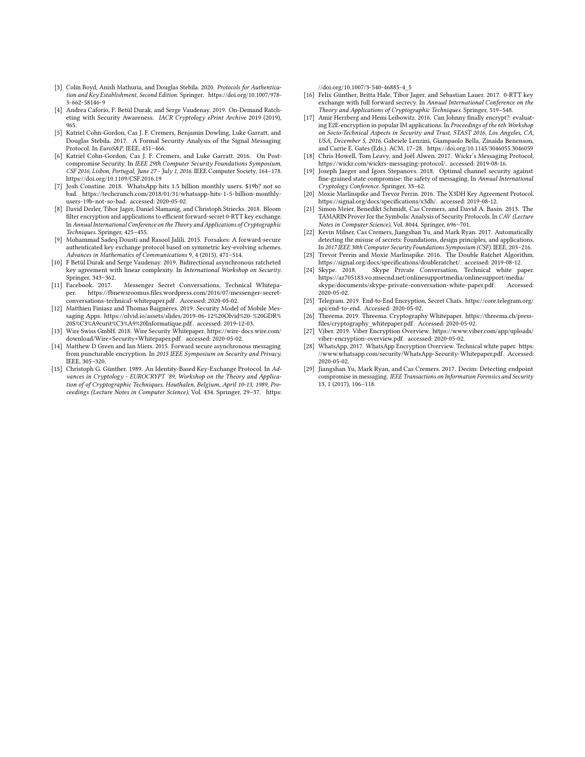[3] Colin Boyd, Anish Mathuria, and Douglas Stebila. 2020. *Protocols for Authentication and Key Establishment, Second Edition*. Springer. https://doi.org/10.1007/978-3-662-58146-9

[4] Andrea Caforio, F. Betül Durak, and Serge Vaudenay. 2019. On-Demand Ratcheting with Security Awareness. *IACR Cryptology ePrint Archive* 2019 (2019), 965.

[5] Katriel Cohn-Gordon, Cas J. F. Cremers, Benjamin Dowling, Luke Garratt, and Douglas Stebila. 2017. A Formal Security Analysis of the Signal Messaging Protocol. In *EuroS&P*. IEEE, 451–466.

[6] Katriel Cohn-Gordon, Cas J. F. Cremers, and Luke Garratt. 2016. On Post-compromise Security. In *IEEE 29th Computer Security Foundations Symposium, CSF 2016, Lisbon, Portugal, June 27 - July 1, 2016*. IEEE Computer Society, 164–178. https://doi.org/10.1109/CSF.2016.19

[7] Josh Constine. 2018. WhatsApp hits 1.5 billion monthly users. $19b? not so bad. https://techcrunch.com/2018/01/31/whatsapp-hits-1-5-billion-monthly-users-19b-not-so-bad. accessed: 2020-05-02.

[8] David Derler, Tibor Jager, Daniel Slamanig, and Christoph Striecks. 2018. Bloom filter encryption and applications to efficient forward-secret 0-RTT key exchange. In *Annual International Conference on the Theory and Applications of Cryptographic Techniques*. Springer, 425–455.

[9] Mohammad Sadeq Dousti and Rasool Jalili. 2015. Forsakes: A forward-secure authenticated key exchange protocol based on symmetric key-evolving schemes. *Advances in Mathematics of Communications* 9, 4 (2015), 471–514.

[10] F Betül Durak and Serge Vaudenay. 2019. Bidirectional asynchronous ratcheted key agreement with linear complexity. In *International Workshop on Security*. Springer, 343–362.

[11] Facebook. 2017. Messenger Secret Conversations, Technical Whitepaper. https://fbnewsroomus.files.wordpress.com/2016/07/messenger-secret-conversations-technical-whitepaper.pdf. Accessed: 2020-05-02.

[12] Matthieu Finiasz and Thomas Baignères. 2019. Security Model of Mobile Messaging Apps. https://olvid.io/assets/slides/2019-06-12%20Olvid%20-%20GDR%20S%C3%A9curit%C3%A9%20Informatique.pdf. accessed: 2019-12-03.

[13] Wire Swiss GmbH. 2018. Wire Security Whitepaper. https://wire-docs.wire.com/download/Wire+Security+Whitepaper.pdf. accessed: 2020-05-02.

[14] Matthew D Green and Ian Miers. 2015. Forward secure asynchronous messaging from puncturable encryption. In *2015 IEEE Symposium on Security and Privacy*. IEEE, 305–320.

[15] Christoph G. Günther. 1989. An Identity-Based Key-Exchange Protocol. In *Advances in Cryptology - EUROCRYPT '89, Workshop on the Theory and Application of of Cryptographic Techniques, Houthalen, Belgium, April 10-13, 1989, Proceedings (Lecture Notes in Computer Science)*, Vol. 434. Springer, 29–37. https://doi.org/10.1007/3-540-46885-4_5

[16] Felix Günther, Britta Hale, Tibor Jager, and Sebastian Lauer. 2017. 0-RTT key exchange with full forward secrecy. In *Annual International Conference on the Theory and Applications of Cryptographic Techniques*. Springer, 519–548.

[17] Amir Herzberg and Hemi Leibowitz. 2016. Can Johnny finally encrypt?: evaluating E2E-encryption in popular IM applications. In *Proceedings of the 6th Workshop on Socio-Technical Aspects in Security and Trust, STAST 2016, Los Angeles, CA, USA, December 5, 2016*, Gabriele Lenzini, Giampaolo Bella, Zinaida Benenson, and Carrie E. Gates (Eds.). ACM, 17–28. https://doi.org/10.1145/3046055.3046059

[18] Chris Howell, Tom Leavy, and Joël Alwen. 2017. Wickr's Messaging Protocol. https://wickr.com/wickrs-messaging-protocol/. accessed: 2019-08-16.

[19] Joseph Jaeger and Igors Stepanovs. 2018. Optimal channel security against fine-grained state compromise: the safety of messaging. In *Annual International Cryptology Conference*. Springer, 33–62.

[20] Moxie Marlinspike and Trevor Perrin. 2016. The X3DH Key Agreement Protocol. https://signal.org/docs/specifications/x3dh/. accessed: 2019-08-12.

[21] Simon Meier, Benedikt Schmidt, Cas Cremers, and David A. Basin. 2013. The TAMARIN Prover for the Symbolic Analysis of Security Protocols. In *CAV (Lecture Notes in Computer Science)*, Vol. 8044. Springer, 696–701.

[22] Kevin Milner, Cas Cremers, Jiangshan Yu, and Mark Ryan. 2017. Automatically detecting the misuse of secrets: Foundations, design principles, and applications. In *2017 IEEE 30th Computer Security Foundations Symposium (CSF)*. IEEE, 203–216.

[23] Trevor Perrin and Moxie Marlinspike. 2016. The Double Ratchet Algorithm. https://signal.org/docs/specifications/doubleratchet/. accessed: 2019-08-12.

[24] Skype. 2018. Skype Private Conversation, Technical white paper. https://az705183.vo.msecnd.net/onlinesupportmedia/onlinesupport/media/skype/documents/skype-private-conversation-white-paper.pdf. Accessed: 2020-05-02.

[25] Telegram. 2019. End-to-End Encryption, Secret Chats. https://core.telegram.org/api/end-to-end. Accessed: 2020-05-02.

[26] Threema. 2019. Threema. Cryptography Whitepaper. https://threema.ch/press-files/cryptography_whitepaper.pdf. Accessed: 2020-05-02.

[27] Viber. 2019. Viber Encryption Overview. https://www.viber.com/app/uploads/viber-encryption-overview.pdf. accessed: 2020-05-02.

[28] WhatsApp. 2017. WhatsApp Encryption Overview. Technical white paper. https://www.whatsapp.com/security/WhatsApp-Security-Whitepaper.pdf. Accessed: 2020-05-02.

[29] Jiangshan Yu, Mark Ryan, and Cas Cremers. 2017. Decim: Detecting endpoint compromise in messaging. *IEEE Transactions on Information Forensics and Security* 13, 1 (2017), 106–118.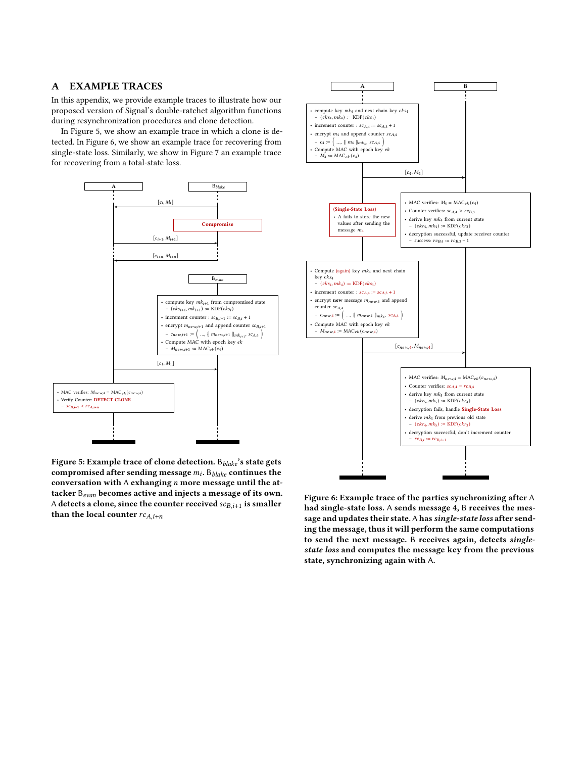## A EXAMPLE TRACES

In this appendix, we provide example traces to illustrate how our proposed version of Signal's double-ratchet algorithm functions during resynchronization procedures and clone detection.

In Figure 5, we show an example trace in which a clone is detected. In Figure 6, we show an example trace for recovering from single-state loss. Similarly, we show in Figure 7 an example trace for recovering from a total-state loss.

**Figure 5: Example trace of clone detection.** $\mathsf{B}_{blake}$**'s state gets compromised after sending message** $m_i$**.** $\mathsf{B}_{blake}$ **continues the conversation with** $\mathsf{A}$ **exchanging** $n$ **more message until the attacker** $\mathsf{B}_{evan}$ **becomes active and injects a message of its own.** $\mathsf{A}$ **detects a clone, since the counter received** $sc_{B,i+1}$ **is smaller than the local counter** $rc_{A,i+n}$

**Figure 6: Example trace of the parties synchronizing after** $\mathsf{A}$ **had single-state loss.** $\mathsf{A}$ **sends message 4,** $\mathsf{B}$ **receives the message and updates their state.** $\mathsf{A}$ **has** ***single-state loss*** **after sending the message, thus it will perform the same computations to send the next message.** $\mathsf{B}$ **receives again, detects** ***single-state loss*** **and computes the message key from the previous state, synchronizing again with** $\mathsf{A}$**.**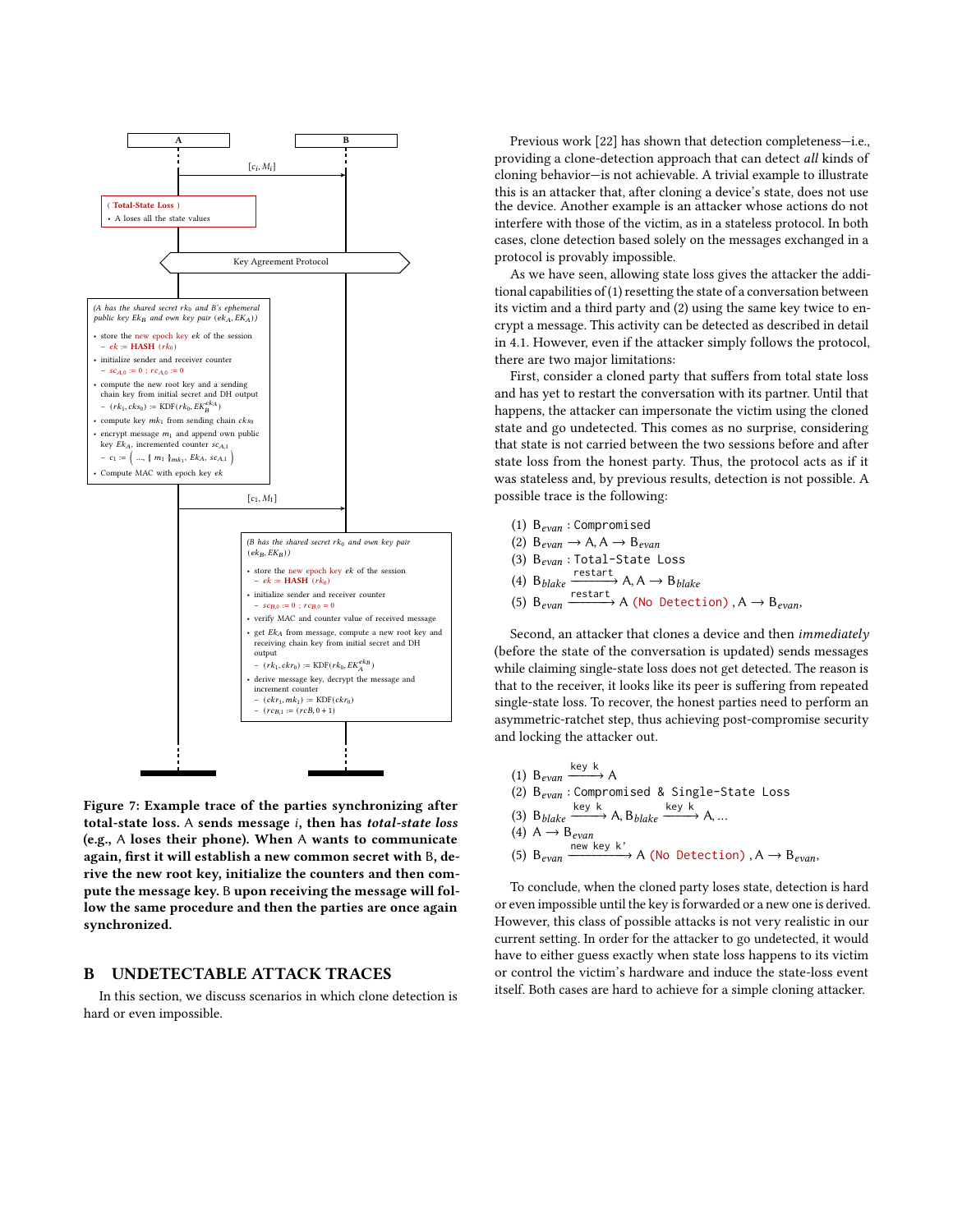A

B

$[c_i, M_i]$

( Total-State Loss )
- A loses all the state values

Key Agreement Protocol

(A has the shared secret $rk_0$ and B's ephemeral public key $Ek_B$ and own key pair $(ek_A, EK_A)$)
- store the new epoch key $ek$ of the session
  - $ek :=$ HASH $(rk_0)$
- initialize sender and receiver counter
  - $sc_{A,0} := 0$ ; $rc_{A,0} := 0$
- compute the new root key and a sending chain key from initial secret and DH output
  - $(rk_1, cks_0) := \text{KDF}(rk_0, EK_B^{ek_A})$
- compute key $mk_1$ from sending chain $cks_0$
- encrypt message $m_1$ and append own public key $EK_A$, incremented counter $sc_{A,1}$
  - $c_1 := \left( ..., \{ m_1 \}_{mk_1}, EK_A, sc_{A,1} \right)$
- Compute MAC with epoch key $ek$

$[c_1, M_1]$

(B has the shared secret $rk_0$ and own key pair $(ek_B, EK_B)$)
- store the new epoch key $ek$ of the session
  - $ek :=$ HASH $(rk_0)$
- initialize sender and receiver counter
  - $sc_{B,0} := 0$ ; $rc_{B,0} = 0$
- verify MAC and counter value of received message
- get $Ek_A$ from message, compute a new root key and receiving chain key from initial secret and DH output
  - $(rk_1, ckr_0) := \text{KDF}(rk_0, EK_A^{ek_B})$
- derive message key, decrypt the message and increment counter
  - $(ckr_1, mk_1) := \text{KDF}(ckr_0)$
  - $(rc_{B,1} := (rcB, 0 + 1)$

**Figure 7: Example trace of the parties synchronizing after total-state loss. A sends message $i$, then has *total-state loss* (e.g., A loses their phone). When A wants to communicate again, first it will establish a new common secret with B, derive the new root key, initialize the counters and then compute the message key. B upon receiving the message will follow the same procedure and then the parties are once again synchronized.**

## B UNDETECTABLE ATTACK TRACES

In this section, we discuss scenarios in which clone detection is hard or even impossible.

Previous work [22] has shown that detection completeness—i.e., providing a clone-detection approach that can detect *all* kinds of cloning behavior—is not achievable. A trivial example to illustrate this is an attacker that, after cloning a device's state, does not use the device. Another example is an attacker whose actions do not interfere with those of the victim, as in a stateless protocol. In both cases, clone detection based solely on the messages exchanged in a protocol is provably impossible.

As we have seen, allowing state loss gives the attacker the additional capabilities of (1) resetting the state of a conversation between its victim and a third party and (2) using the same key twice to encrypt a message. This activity can be detected as described in detail in 4.1. However, even if the attacker simply follows the protocol, there are two major limitations:

First, consider a cloned party that suffers from total state loss and has yet to restart the conversation with its partner. Until that happens, the attacker can impersonate the victim using the cloned state and go undetected. This comes as no surprise, considering that state is not carried between the two sessions before and after state loss from the honest party. Thus, the protocol acts as if it was stateless and, by previous results, detection is not possible. A possible trace is the following:

(1) $\text{B}_{evan}$ : `Compromised`
(2) $\text{B}_{evan} \longrightarrow \text{A}, \text{A} \longrightarrow \text{B}_{evan}$
(3) $\text{B}_{evan}$ : `Total-State Loss`
(4) $\text{B}_{blake} \xrightarrow{\texttt{restart}} \text{A}, \text{A} \longrightarrow \text{B}_{blake}$
(5) $\text{B}_{evan} \xrightarrow{\texttt{restart}} \text{A}$ `(No Detection)` , $\text{A} \longrightarrow \text{B}_{evan}$,

Second, an attacker that clones a device and then *immediately* (before the state of the conversation is updated) sends messages while claiming single-state loss does not get detected. The reason is that to the receiver, it looks like its peer is suffering from repeated single-state loss. To recover, the honest parties need to perform an asymmetric-ratchet step, thus achieving post-compromise security and locking the attacker out.

(1) $\text{B}_{evan} \xrightarrow{\texttt{key k}} \text{A}$
(2) $\text{B}_{evan}$ : `Compromised & Single-State Loss`
(3) $\text{B}_{blake} \xrightarrow{\texttt{key k}} \text{A}, \text{B}_{blake} \xrightarrow{\texttt{key k}} \text{A}, ...$
(4) $\text{A} \longrightarrow \text{B}_{evan}$
(5) $\text{B}_{evan} \xrightarrow{\texttt{new key k'}} \text{A}$ `(No Detection)` , $\text{A} \longrightarrow \text{B}_{evan}$,

To conclude, when the cloned party loses state, detection is hard or even impossible until the key is forwarded or a new one is derived. However, this class of possible attacks is not very realistic in our current setting. In order for the attacker to go undetected, it would have to either guess exactly when state loss happens to its victim or control the victim's hardware and induce the state-loss event itself. Both cases are hard to achieve for a simple cloning attacker.